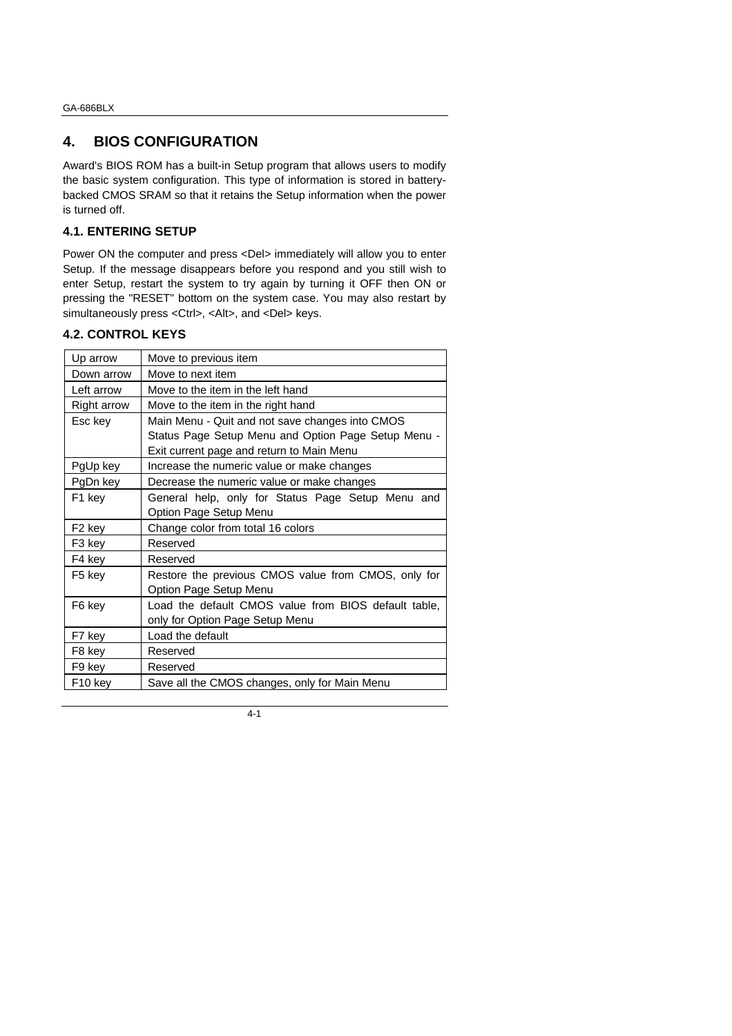# 4. BIOS CONFIGURATION

Award's BIOS ROM has a built-in Setup program that allows users to modify the basic system configuration. This type of information is stored in battery-backed CMOS SRAM so that it retains the Setup information when the power is turned off.

## 4.1. ENTERING SETUP

Power ON the computer and press <Del> immediately will allow you to enter Setup. If the message disappears before you respond and you still wish to enter Setup, restart the system to try again by turning it OFF then ON or pressing the "RESET" bottom on the system case. You may also restart by simultaneously press <Ctrl>, <Alt>, and <Del> keys.

## 4.2. CONTROL KEYS

| Key | Function |
|---|---|
| Up arrow | Move to previous item |
| Down arrow | Move to next item |
| Left arrow | Move to the item in the left hand |
| Right arrow | Move to the item in the right hand |
| Esc key | Main Menu - Quit and not save changes into CMOS Status Page Setup Menu and Option Page Setup Menu - Exit current page and return to Main Menu |
| PgUp key | Increase the numeric value or make changes |
| PgDn key | Decrease the numeric value or make changes |
| F1 key | General help, only for Status Page Setup Menu and Option Page Setup Menu |
| F2 key | Change color from total 16 colors |
| F3 key | Reserved |
| F4 key | Reserved |
| F5 key | Restore the previous CMOS value from CMOS, only for Option Page Setup Menu |
| F6 key | Load the default CMOS value from BIOS default table, only for Option Page Setup Menu |
| F7 key | Load the default |
| F8 key | Reserved |
| F9 key | Reserved |
| F10 key | Save all the CMOS changes, only for Main Menu |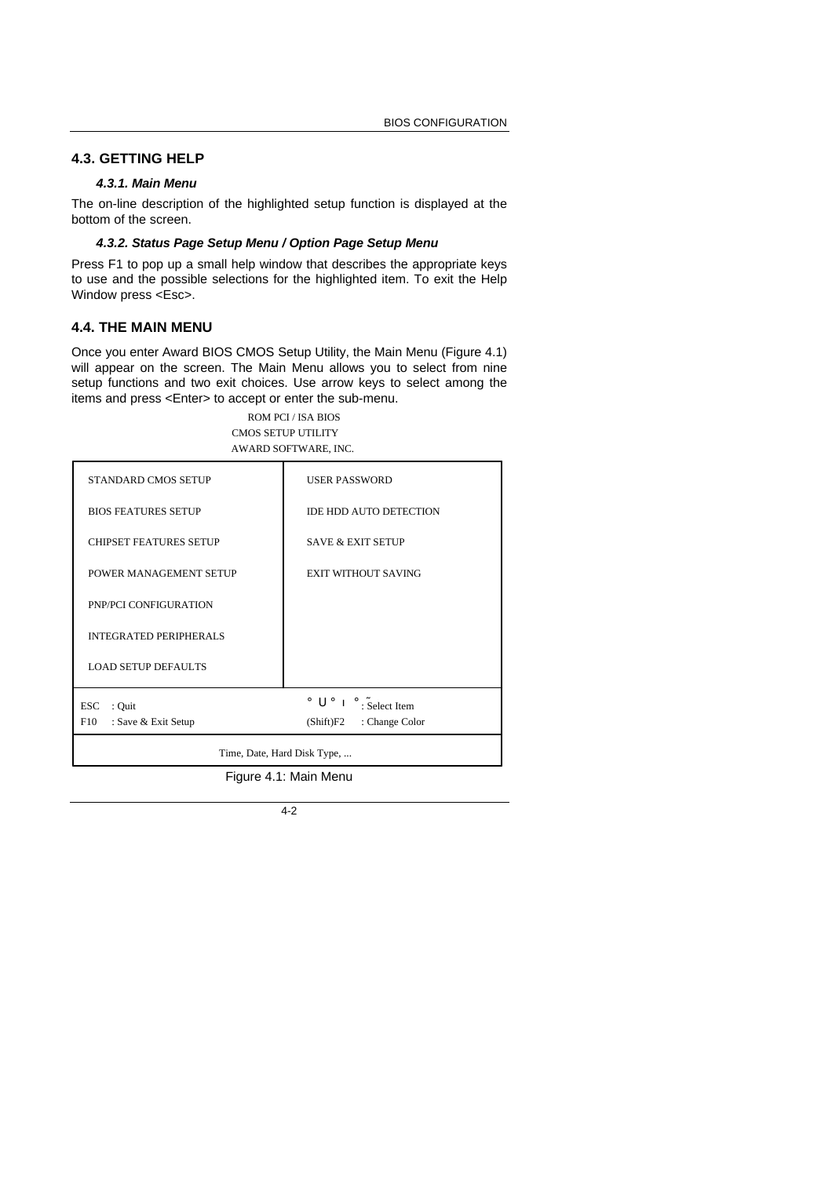## 4.3. GETTING HELP

### *4.3.1. Main Menu*

The on-line description of the highlighted setup function is displayed at the bottom of the screen.

### *4.3.2. Status Page Setup Menu / Option Page Setup Menu*

Press F1 to pop up a small help window that describes the appropriate keys to use and the possible selections for the highlighted item. To exit the Help Window press <Esc>.

## 4.4. THE MAIN MENU

Once you enter Award BIOS CMOS Setup Utility, the Main Menu (Figure 4.1) will appear on the screen. The Main Menu allows you to select from nine setup functions and two exit choices. Use arrow keys to select among the items and press <Enter> to accept or enter the sub-menu.

ROM PCI / ISA BIOS
CMOS SETUP UTILITY
AWARD SOFTWARE, INC.

| | |
|---|---|
| STANDARD CMOS SETUP | USER PASSWORD |
| BIOS FEATURES SETUP | IDE HDD AUTO DETECTION |
| CHIPSET FEATURES SETUP | SAVE & EXIT SETUP |
| POWER MANAGEMENT SETUP | EXIT WITHOUT SAVING |
| PNP/PCI CONFIGURATION | |
| INTEGRATED PERIPHERALS | |
| LOAD SETUP DEFAULTS | |
| ESC : Quit<br>F10 : Save & Exit Setup | ° U ° ı ° ˜ : Select Item<br>(Shift)F2 : Change Color |
| Time, Date, Hard Disk Type, ... | |

Figure 4.1: Main Menu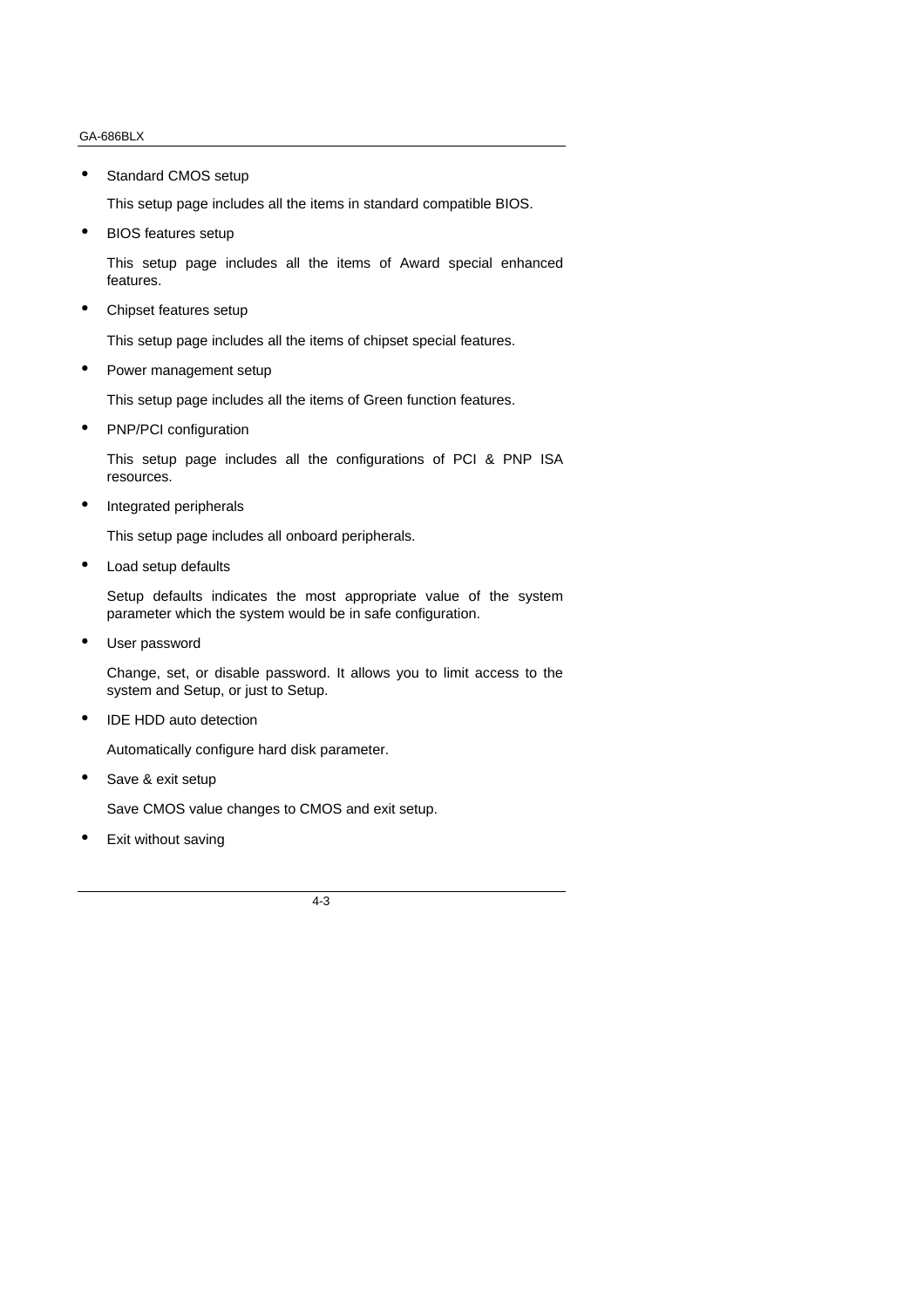- Standard CMOS setup

  This setup page includes all the items in standard compatible BIOS.

- BIOS features setup

  This setup page includes all the items of Award special enhanced features.

- Chipset features setup

  This setup page includes all the items of chipset special features.

- Power management setup

  This setup page includes all the items of Green function features.

- PNP/PCI configuration

  This setup page includes all the configurations of PCI & PNP ISA resources.

- Integrated peripherals

  This setup page includes all onboard peripherals.

- Load setup defaults

  Setup defaults indicates the most appropriate value of the system parameter which the system would be in safe configuration.

- User password

  Change, set, or disable password. It allows you to limit access to the system and Setup, or just to Setup.

- IDE HDD auto detection

  Automatically configure hard disk parameter.

- Save & exit setup

  Save CMOS value changes to CMOS and exit setup.

- Exit without saving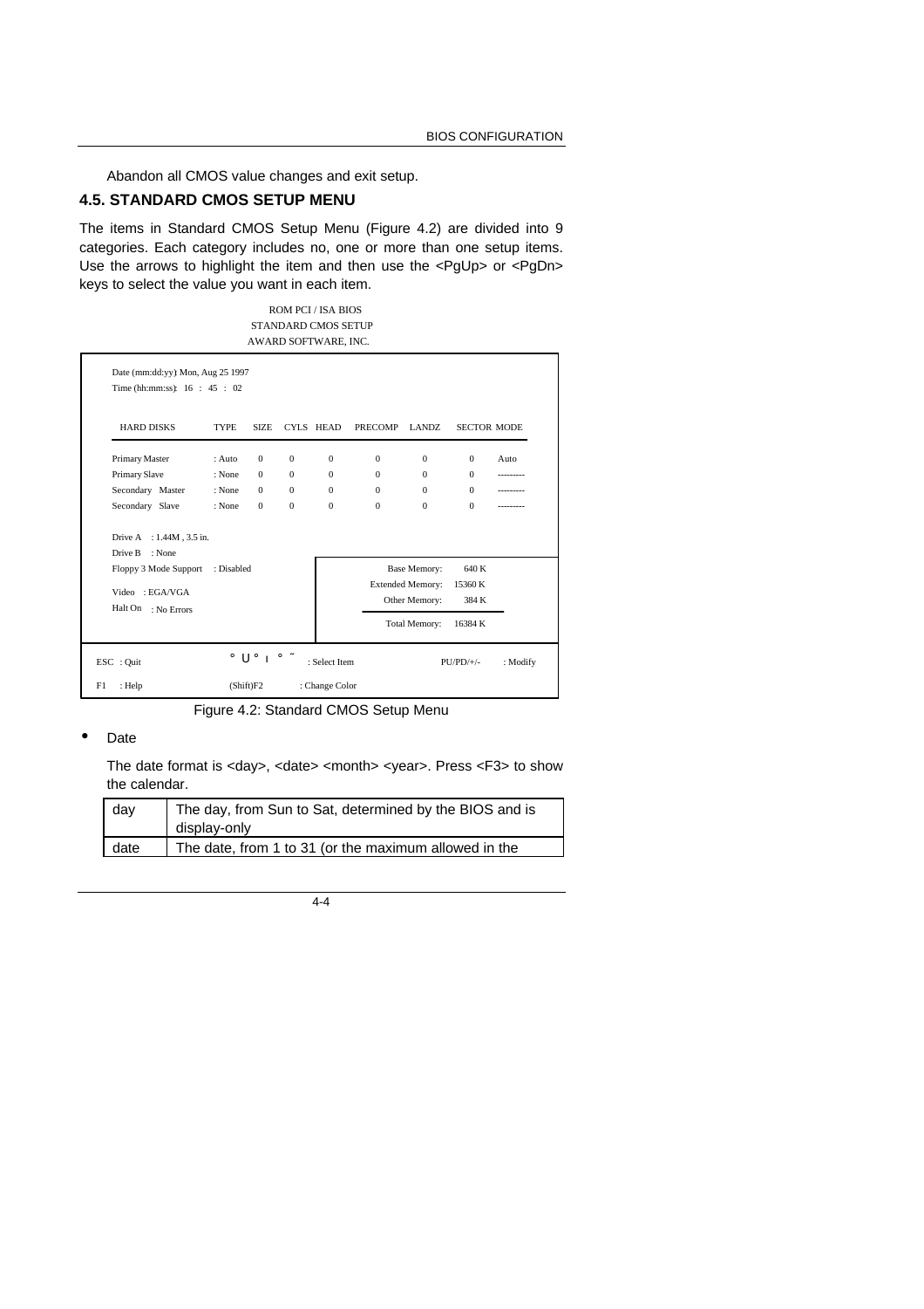Abandon all CMOS value changes and exit setup.

## 4.5. STANDARD CMOS SETUP MENU

The items in Standard CMOS Setup Menu (Figure 4.2) are divided into 9 categories. Each category includes no, one or more than one setup items. Use the arrows to highlight the item and then use the <PgUp> or <PgDn> keys to select the value you want in each item.

```
                         ROM PCI / ISA BIOS
                        STANDARD CMOS SETUP
                       AWARD SOFTWARE, INC.

Date (mm:dd:yy): Mon, Aug 25 1997
Time (hh:mm:ss):  16  :  45  :  02

HARD DISKS        TYPE    SIZE  CYLS  HEAD  PRECOMP  LANDZ  SECTOR  MODE

Primary Master    : Auto   0     0     0      0        0      0      Auto
Primary Slave     : None   0     0     0      0        0      0      ---------
Secondary Master  : None   0     0     0      0        0      0      ---------
Secondary Slave   : None   0     0     0      0        0      0      ---------

Drive A   : 1.44M , 3.5 in.
Drive B   : None
Floppy 3 Mode Support   : Disabled           Base Memory:      640 K
                                             Extended Memory:  15360 K
Video   : EGA/VGA                            Other Memory:     384 K
Halt On   : No Errors
                                             Total Memory:     16384 K

ESC  : Quit                ° U ° ı  ° ˜   : Select Item        PU/PD/+/-   : Modify
F1   : Help                (Shift)F2      : Change Color
```

Figure 4.2: Standard CMOS Setup Menu

- Date

  The date format is <day>, <date> <month> <year>. Press <F3> to show the calendar.

| day | The day, from Sun to Sat, determined by the BIOS and is display-only |
|---|---|
| date | The date, from 1 to 31 (or the maximum allowed in the |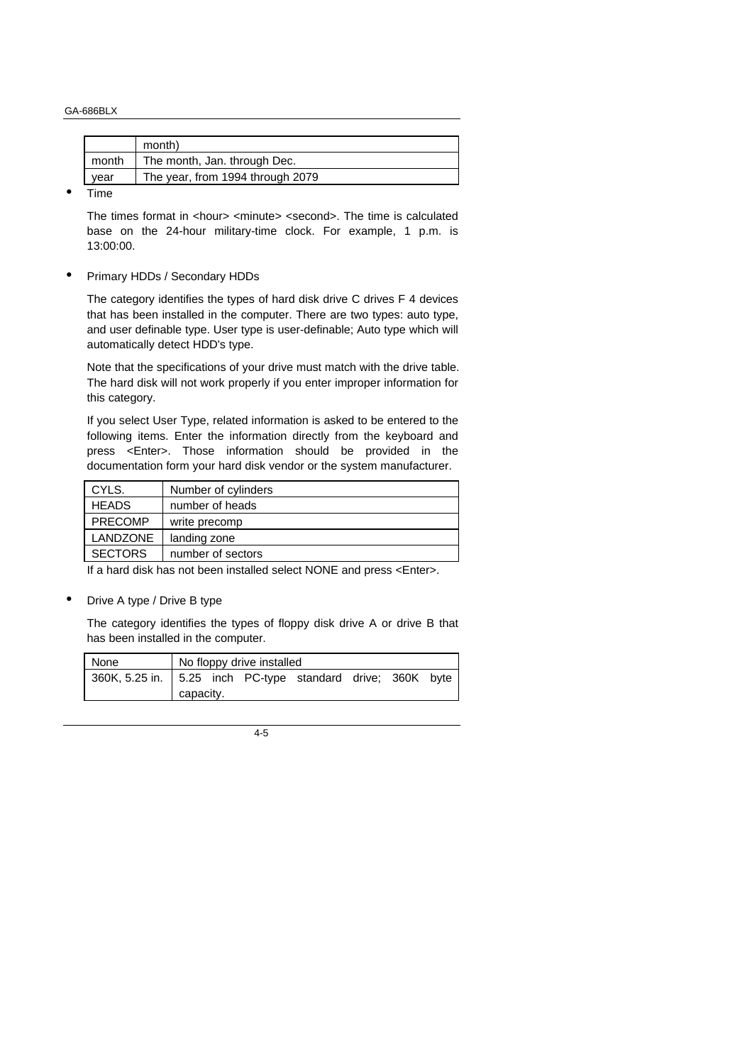| | |
|---|---|
| | month) |
| month | The month, Jan. through Dec. |
| year | The year, from 1994 through 2079 |

- Time

  The times format in <hour> <minute> <second>. The time is calculated base on the 24-hour military-time clock. For example, 1 p.m. is 13:00:00.

- Primary HDDs / Secondary HDDs

  The category identifies the types of hard disk drive C drives F 4 devices that has been installed in the computer. There are two types: auto type, and user definable type. User type is user-definable; Auto type which will automatically detect HDD's type.

  Note that the specifications of your drive must match with the drive table. The hard disk will not work properly if you enter improper information for this category.

  If you select User Type, related information is asked to be entered to the following items. Enter the information directly from the keyboard and press <Enter>. Those information should be provided in the documentation form your hard disk vendor or the system manufacturer.

| | |
|---|---|
| CYLS. | Number of cylinders |
| HEADS | number of heads |
| PRECOMP | write precomp |
| LANDZONE | landing zone |
| SECTORS | number of sectors |

  If a hard disk has not been installed select NONE and press <Enter>.

- Drive A type / Drive B type

  The category identifies the types of floppy disk drive A or drive B that has been installed in the computer.

| | |
|---|---|
| None | No floppy drive installed |
| 360K, 5.25 in. | 5.25 inch PC-type standard drive; 360K byte capacity. |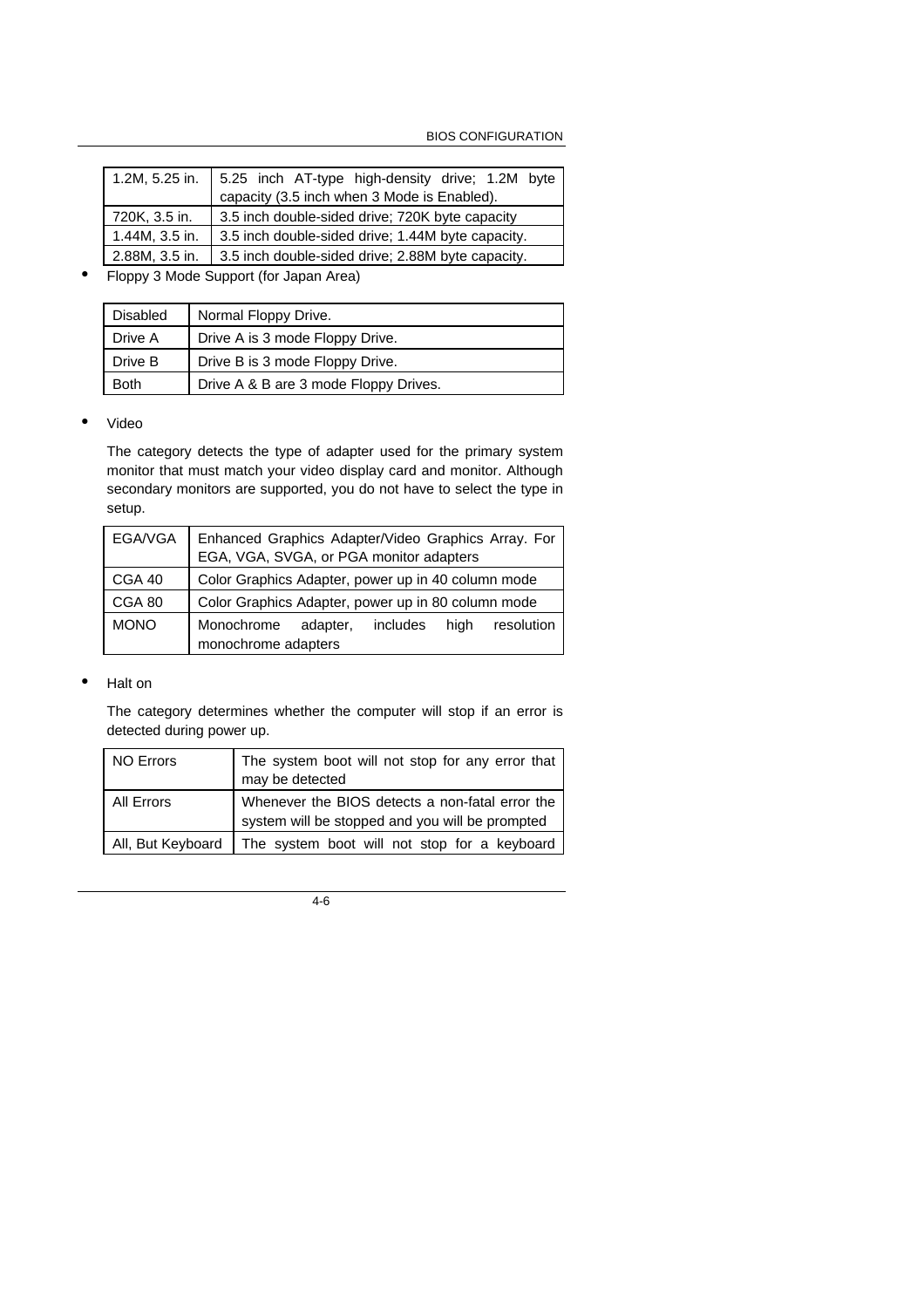| 1.2M, 5.25 in. | 5.25 inch AT-type high-density drive; 1.2M byte capacity (3.5 inch when 3 Mode is Enabled). |
|---|---|
| 720K, 3.5 in. | 3.5 inch double-sided drive; 720K byte capacity |
| 1.44M, 3.5 in. | 3.5 inch double-sided drive; 1.44M byte capacity. |
| 2.88M, 3.5 in. | 3.5 inch double-sided drive; 2.88M byte capacity. |

- Floppy 3 Mode Support (for Japan Area)

| Disabled | Normal Floppy Drive. |
|---|---|
| Drive A | Drive A is 3 mode Floppy Drive. |
| Drive B | Drive B is 3 mode Floppy Drive. |
| Both | Drive A & B are 3 mode Floppy Drives. |

- Video

  The category detects the type of adapter used for the primary system monitor that must match your video display card and monitor. Although secondary monitors are supported, you do not have to select the type in setup.

| EGA/VGA | Enhanced Graphics Adapter/Video Graphics Array. For EGA, VGA, SVGA, or PGA monitor adapters |
|---|---|
| CGA 40 | Color Graphics Adapter, power up in 40 column mode |
| CGA 80 | Color Graphics Adapter, power up in 80 column mode |
| MONO | Monochrome adapter, includes high resolution monochrome adapters |

- Halt on

  The category determines whether the computer will stop if an error is detected during power up.

| NO Errors | The system boot will not stop for any error that may be detected |
|---|---|
| All Errors | Whenever the BIOS detects a non-fatal error the system will be stopped and you will be prompted |
| All, But Keyboard | The system boot will not stop for a keyboard |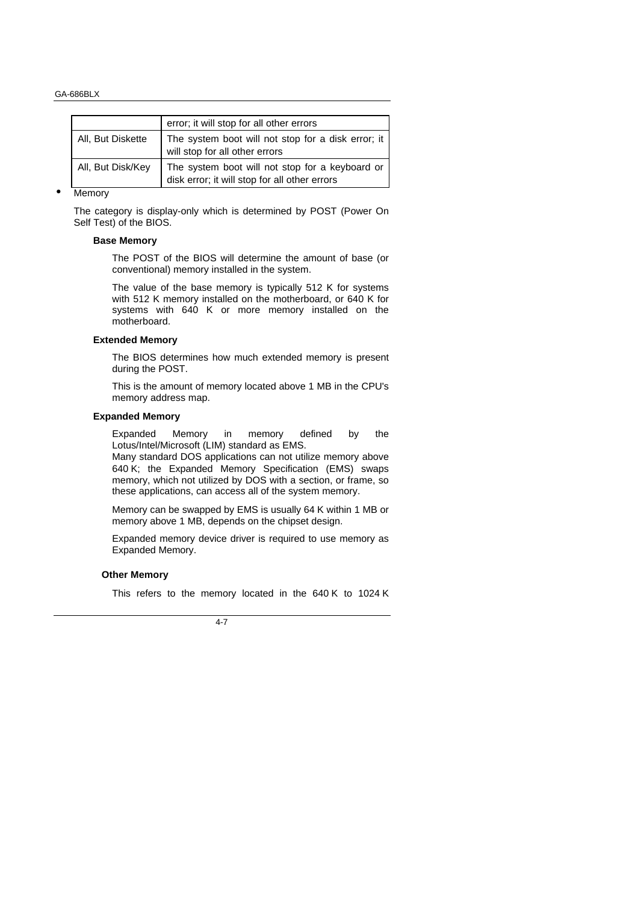| | |
|---|---|
| | error; it will stop for all other errors |
| All, But Diskette | The system boot will not stop for a disk error; it will stop for all other errors |
| All, But Disk/Key | The system boot will not stop for a keyboard or disk error; it will stop for all other errors |

- Memory

The category is display-only which is determined by POST (Power On Self Test) of the BIOS.

**Base Memory**

The POST of the BIOS will determine the amount of base (or conventional) memory installed in the system.

The value of the base memory is typically 512 K for systems with 512 K memory installed on the motherboard, or 640 K for systems with 640 K or more memory installed on the motherboard.

**Extended Memory**

The BIOS determines how much extended memory is present during the POST.

This is the amount of memory located above 1 MB in the CPU's memory address map.

**Expanded Memory**

Expanded Memory in memory defined by the Lotus/Intel/Microsoft (LIM) standard as EMS.
Many standard DOS applications can not utilize memory above 640 K; the Expanded Memory Specification (EMS) swaps memory, which not utilized by DOS with a section, or frame, so these applications, can access all of the system memory.

Memory can be swapped by EMS is usually 64 K within 1 MB or memory above 1 MB, depends on the chipset design.

Expanded memory device driver is required to use memory as Expanded Memory.

**Other Memory**

This refers to the memory located in the 640 K to 1024 K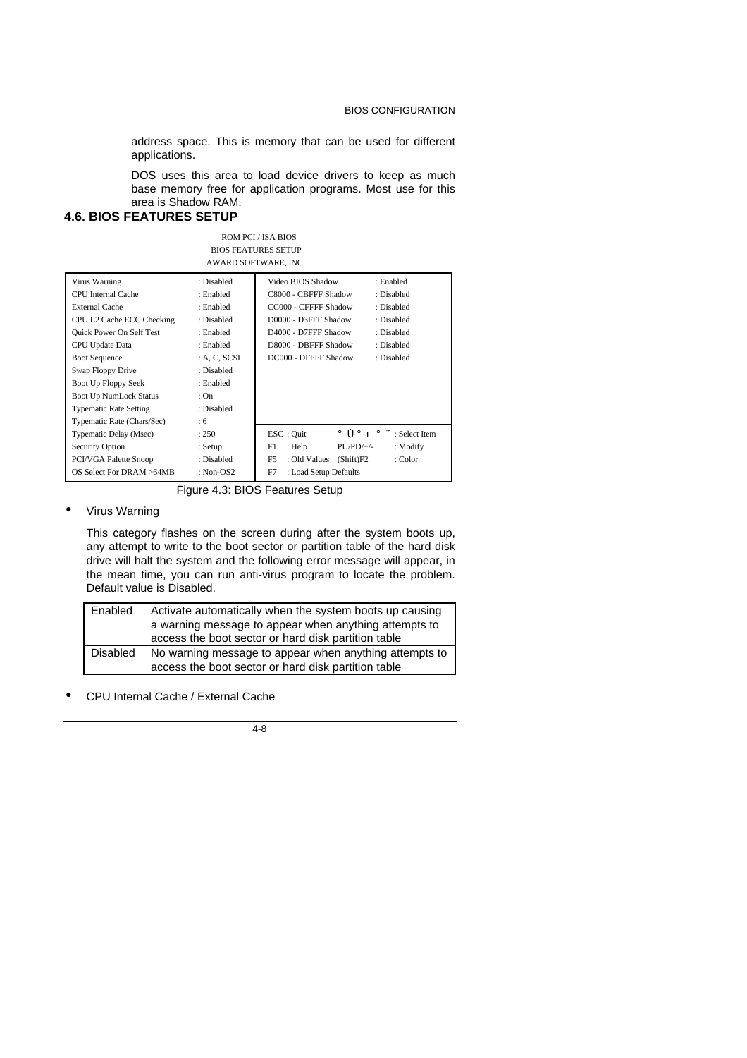address space. This is memory that can be used for different applications.

DOS uses this area to load device drivers to keep as much base memory free for application programs. Most use for this area is Shadow RAM.

## 4.6. BIOS FEATURES SETUP

ROM PCI / ISA BIOS
BIOS FEATURES SETUP
AWARD SOFTWARE, INC.

| | | | |
|---|---|---|---|
| Virus Warning | : Disabled | Video BIOS Shadow | : Enabled |
| CPU Internal Cache | : Enabled | C8000 - CBFFF Shadow | : Disabled |
| External Cache | : Enabled | CC000 - CFFFF Shadow | : Disabled |
| CPU L2 Cache ECC Checking | : Disabled | D0000 - D3FFF Shadow | : Disabled |
| Quick Power On Self Test | : Enabled | D4000 - D7FFF Shadow | : Disabled |
| CPU Update Data | : Enabled | D8000 - DBFFF Shadow | : Disabled |
| Boot Sequence | : A, C, SCSI | DC000 - DFFFF Shadow | : Disabled |
| Swap Floppy Drive | : Disabled | | |
| Boot Up Floppy Seek | : Enabled | | |
| Boot Up NumLock Status | : On | | |
| Typematic Rate Setting | : Disabled | | |
| Typematic Rate (Chars/Sec) | : 6 | | |
| Typematic Delay (Msec) | : 250 | ESC : Quit ° Ù ° ı ° ˜ | : Select Item |
| Security Option | : Setup | F1 : Help PU/PD/+/- | : Modify |
| PCI/VGA Palette Snoop | : Disabled | F5 : Old Values (Shift)F2 | : Color |
| OS Select For DRAM >64MB | : Non-OS2 | F7 : Load Setup Defaults | |

Figure 4.3: BIOS Features Setup

- Virus Warning

This category flashes on the screen during after the system boots up, any attempt to write to the boot sector or partition table of the hard disk drive will halt the system and the following error message will appear, in the mean time, you can run anti-virus program to locate the problem. Default value is Disabled.

| | |
|---|---|
| Enabled | Activate automatically when the system boots up causing a warning message to appear when anything attempts to access the boot sector or hard disk partition table |
| Disabled | No warning message to appear when anything attempts to access the boot sector or hard disk partition table |

- CPU Internal Cache / External Cache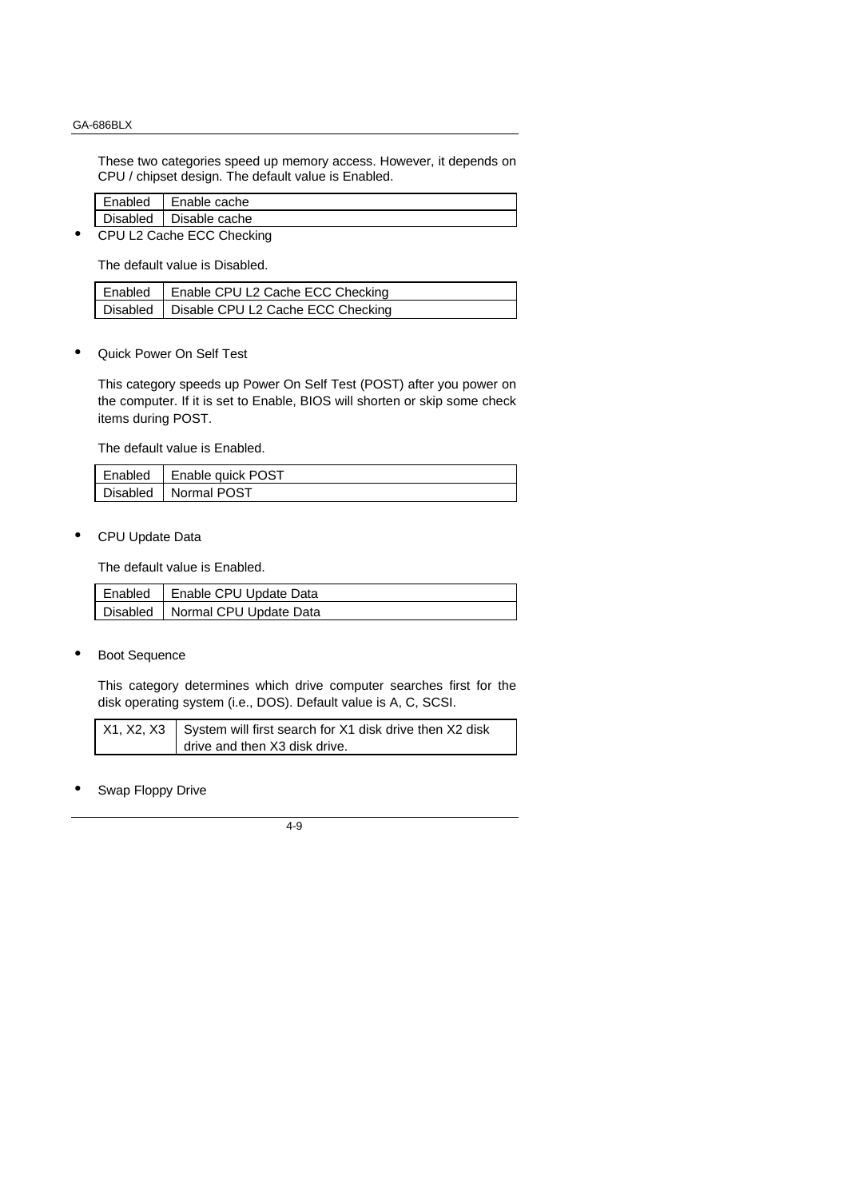These two categories speed up memory access. However, it depends on CPU / chipset design. The default value is Enabled.

| Enabled | Enable cache |
|---|---|
| Disabled | Disable cache |

- CPU L2 Cache ECC Checking

The default value is Disabled.

| Enabled | Enable CPU L2 Cache ECC Checking |
|---|---|
| Disabled | Disable CPU L2 Cache ECC Checking |

- Quick Power On Self Test

This category speeds up Power On Self Test (POST) after you power on the computer. If it is set to Enable, BIOS will shorten or skip some check items during POST.

The default value is Enabled.

| Enabled | Enable quick POST |
|---|---|
| Disabled | Normal POST |

- CPU Update Data

The default value is Enabled.

| Enabled | Enable CPU Update Data |
|---|---|
| Disabled | Normal CPU Update Data |

- Boot Sequence

This category determines which drive computer searches first for the disk operating system (i.e., DOS). Default value is A, C, SCSI.

| X1, X2, X3 | System will first search for X1 disk drive then X2 disk drive and then X3 disk drive. |
|---|---|

- Swap Floppy Drive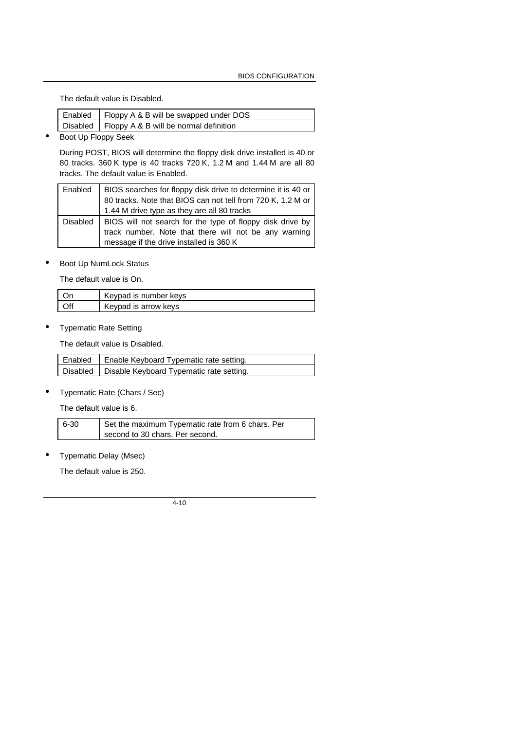The default value is Disabled.

| Enabled | Floppy A & B will be swapped under DOS |
|---|---|
| Disabled | Floppy A & B will be normal definition |

- Boot Up Floppy Seek

  During POST, BIOS will determine the floppy disk drive installed is 40 or 80 tracks. 360 K type is 40 tracks 720 K, 1.2 M and 1.44 M are all 80 tracks. The default value is Enabled.

| Enabled | BIOS searches for floppy disk drive to determine it is 40 or 80 tracks. Note that BIOS can not tell from 720 K, 1.2 M or 1.44 M drive type as they are all 80 tracks |
|---|---|
| Disabled | BIOS will not search for the type of floppy disk drive by track number. Note that there will not be any warning message if the drive installed is 360 K |

- Boot Up NumLock Status

  The default value is On.

| On | Keypad is number keys |
|---|---|
| Off | Keypad is arrow keys |

- Typematic Rate Setting

  The default value is Disabled.

| Enabled | Enable Keyboard Typematic rate setting. |
|---|---|
| Disabled | Disable Keyboard Typematic rate setting. |

- Typematic Rate (Chars / Sec)

  The default value is 6.

| 6-30 | Set the maximum Typematic rate from 6 chars. Per second to 30 chars. Per second. |
|---|---|

- Typematic Delay (Msec)

  The default value is 250.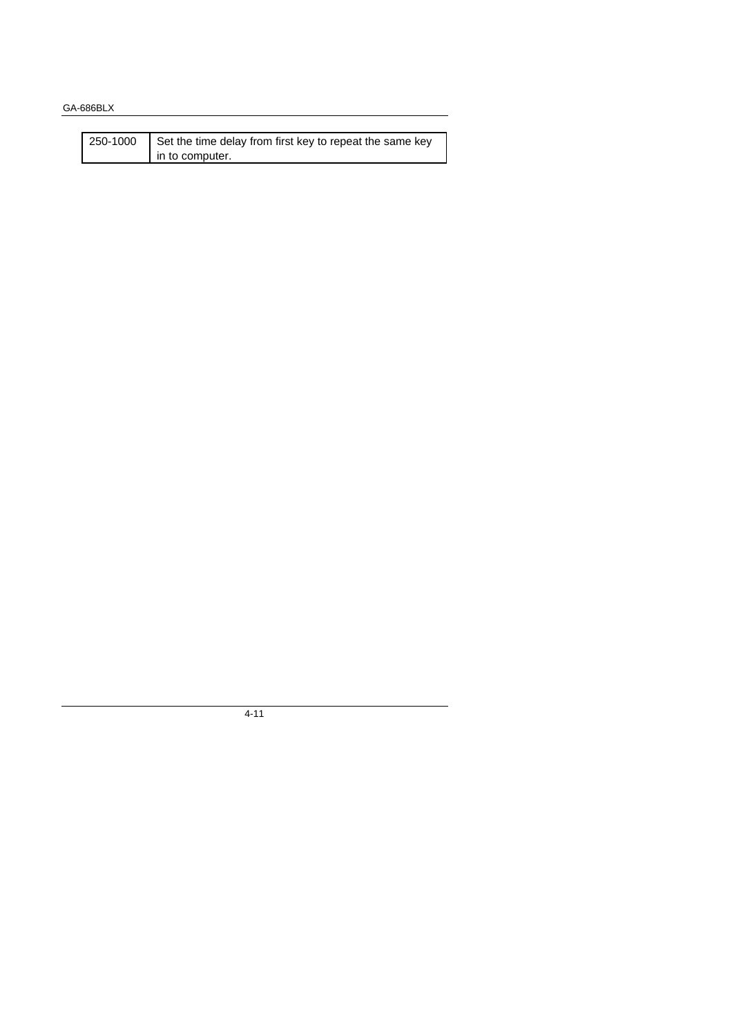| 250-1000 | Set the time delay from first key to repeat the same key in to computer. |
|---|---|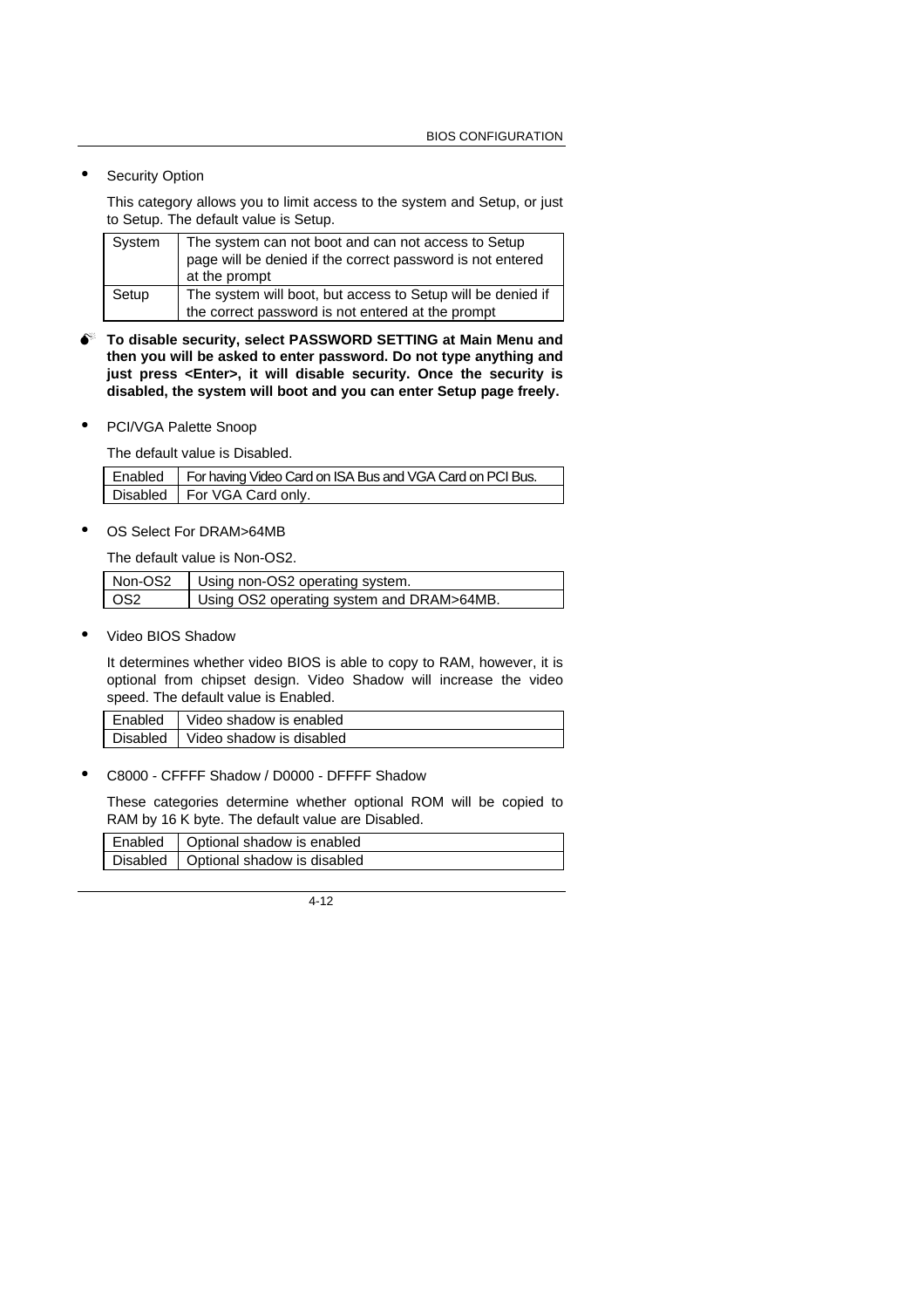- Security Option

  This category allows you to limit access to the system and Setup, or just to Setup. The default value is Setup.

| System | The system can not boot and can not access to Setup page will be denied if the correct password is not entered at the prompt |
|---|---|
| Setup | The system will boot, but access to Setup will be denied if the correct password is not entered at the prompt |

**To disable security, select PASSWORD SETTING at Main Menu and then you will be asked to enter password. Do not type anything and just press <Enter>, it will disable security. Once the security is disabled, the system will boot and you can enter Setup page freely.**

- PCI/VGA Palette Snoop

  The default value is Disabled.

| Enabled | For having Video Card on ISA Bus and VGA Card on PCI Bus. |
|---|---|
| Disabled | For VGA Card only. |

- OS Select For DRAM>64MB

  The default value is Non-OS2.

| Non-OS2 | Using non-OS2 operating system. |
|---|---|
| OS2 | Using OS2 operating system and DRAM>64MB. |

- Video BIOS Shadow

  It determines whether video BIOS is able to copy to RAM, however, it is optional from chipset design. Video Shadow will increase the video speed. The default value is Enabled.

| Enabled | Video shadow is enabled |
|---|---|
| Disabled | Video shadow is disabled |

- C8000 - CFFFF Shadow / D0000 - DFFFF Shadow

  These categories determine whether optional ROM will be copied to RAM by 16 K byte. The default value are Disabled.

| Enabled | Optional shadow is enabled |
|---|---|
| Disabled | Optional shadow is disabled |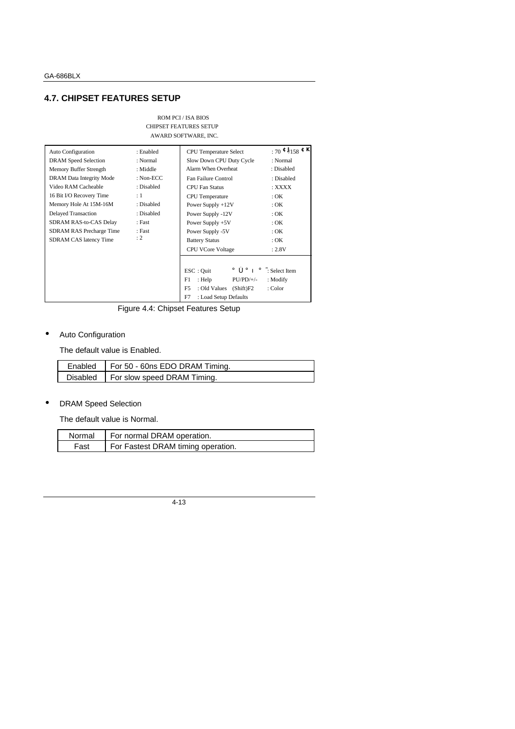## 4.7. CHIPSET FEATURES SETUP

ROM PCI / ISA BIOS
CHIPSET FEATURES SETUP
AWARD SOFTWARE, INC.

```
Auto Configuration          : Enabled     CPU Temperature Select      : 70 ¢J/158 ¢K
DRAM Speed Selection        : Normal      Slow Down CPU Duty Cycle    : Normal
Memory Buffer Strength      : Middle      Alarm When Overheat         : Disabled
DRAM Data Integrity Mode    : Non-ECC     Fan Failure Control         : Disabled
Video RAM Cacheable         : Disabled    CPU Fan Status              : XXXX
16 Bit I/O Recovery Time    : 1           CPU Temperature             : OK
Memory Hole At 15M-16M      : Disabled    Power Supply +12V           : OK
Delayed Transaction         : Disabled    Power Supply -12V           : OK
SDRAM RAS-to-CAS Delay      : Fast        Power Supply +5V            : OK
SDRAM RAS Precharge Time    : Fast        Power Supply -5V            : OK
SDRAM CAS latency Time      : 2           Battery Status              : OK
                                          CPU VCore Voltage           : 2.8V

                                          ESC : Quit        ° Ü ° ı ° ˜: Select Item
                                          F1  : Help        PU/PD/+/-  : Modify
                                          F5  : Old Values  (Shift)F2  : Color
                                          F7  : Load Setup Defaults
```

Figure 4.4: Chipset Features Setup

- Auto Configuration

  The default value is Enabled.

| | |
|---|---|
| Enabled | For 50 - 60ns EDO DRAM Timing. |
| Disabled | For slow speed DRAM Timing. |

- DRAM Speed Selection

  The default value is Normal.

| | |
|---|---|
| Normal | For normal DRAM operation. |
| Fast | For Fastest DRAM timing operation. |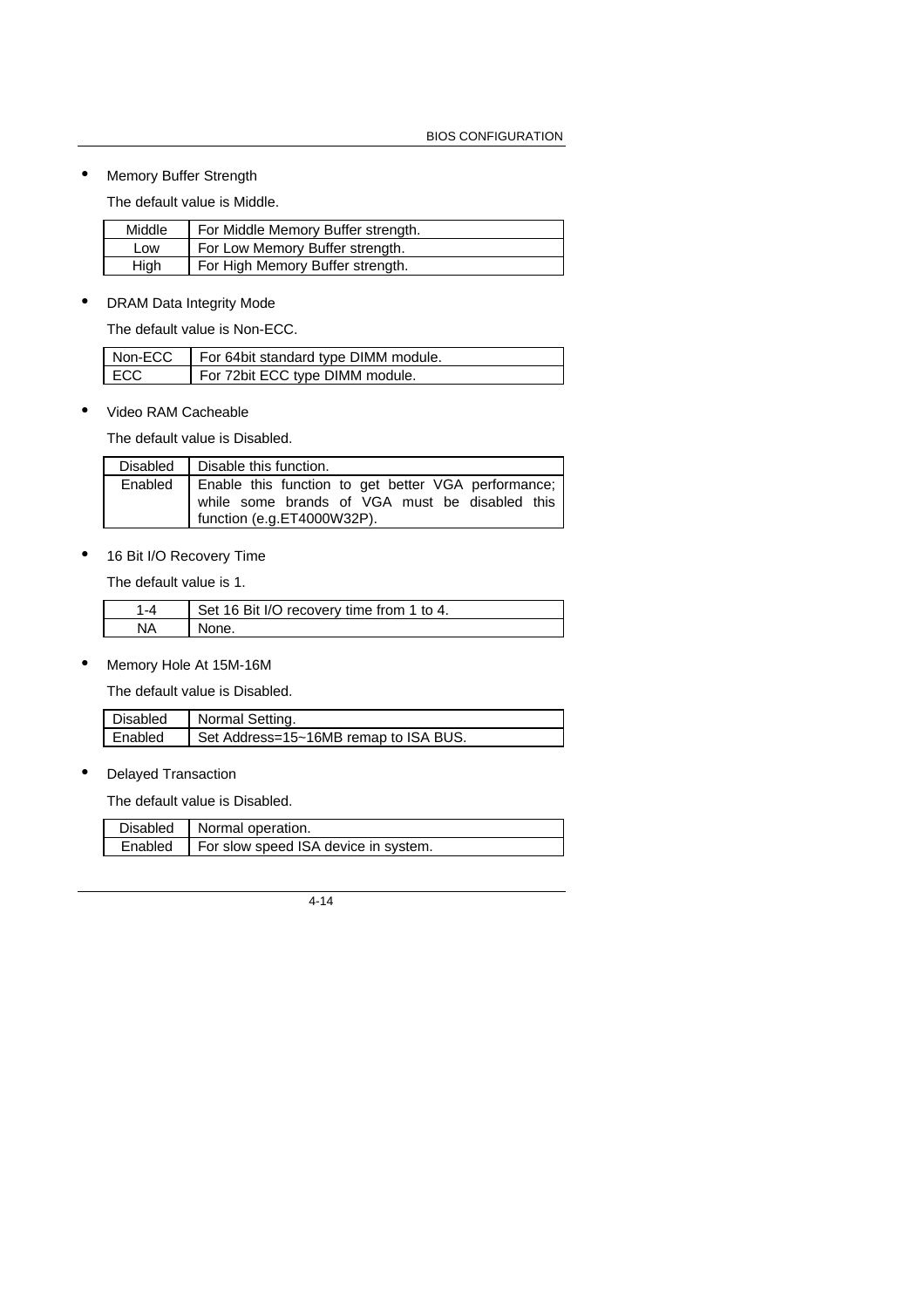- Memory Buffer Strength

  The default value is Middle.

| Middle | For Middle Memory Buffer strength. |
|---|---|
| Low | For Low Memory Buffer strength. |
| High | For High Memory Buffer strength. |

- DRAM Data Integrity Mode

  The default value is Non-ECC.

| Non-ECC | For 64bit standard type DIMM module. |
|---|---|
| ECC | For 72bit ECC type DIMM module. |

- Video RAM Cacheable

  The default value is Disabled.

| Disabled | Disable this function. |
|---|---|
| Enabled | Enable this function to get better VGA performance; while some brands of VGA must be disabled this function (e.g.ET4000W32P). |

- 16 Bit I/O Recovery Time

  The default value is 1.

| 1-4 | Set 16 Bit I/O recovery time from 1 to 4. |
|---|---|
| NA | None. |

- Memory Hole At 15M-16M

  The default value is Disabled.

| Disabled | Normal Setting. |
|---|---|
| Enabled | Set Address=15~16MB remap to ISA BUS. |

- Delayed Transaction

  The default value is Disabled.

| Disabled | Normal operation. |
|---|---|
| Enabled | For slow speed ISA device in system. |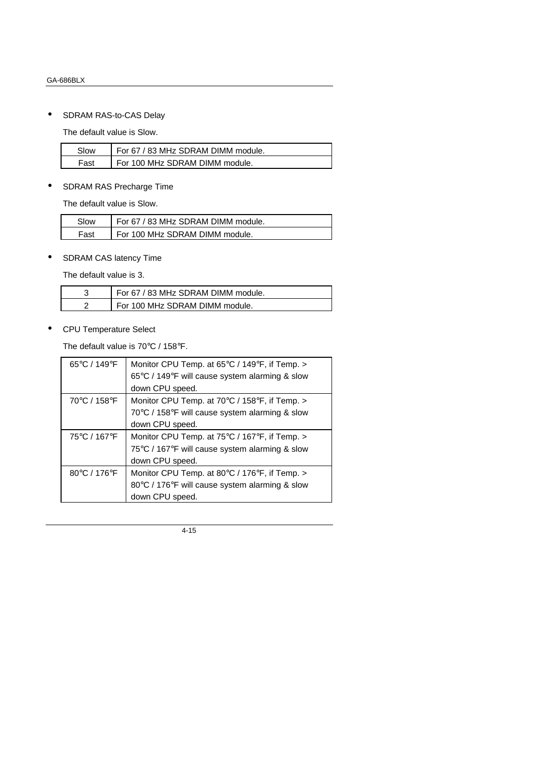- SDRAM RAS-to-CAS Delay

  The default value is Slow.

| | |
|---|---|
| Slow | For 67 / 83 MHz SDRAM DIMM module. |
| Fast | For 100 MHz SDRAM DIMM module. |

- SDRAM RAS Precharge Time

  The default value is Slow.

| | |
|---|---|
| Slow | For 67 / 83 MHz SDRAM DIMM module. |
| Fast | For 100 MHz SDRAM DIMM module. |

- SDRAM CAS latency Time

  The default value is 3.

| | |
|---|---|
| 3 | For 67 / 83 MHz SDRAM DIMM module. |
| 2 | For 100 MHz SDRAM DIMM module. |

- CPU Temperature Select

  The default value is 70℃ / 158℉.

| | |
|---|---|
| 65℃ / 149℉ | Monitor CPU Temp. at 65℃ / 149℉, if Temp. > 65℃ / 149℉ will cause system alarming & slow down CPU speed. |
| 70℃ / 158℉ | Monitor CPU Temp. at 70℃ / 158℉, if Temp. > 70℃ / 158℉ will cause system alarming & slow down CPU speed. |
| 75℃ / 167℉ | Monitor CPU Temp. at 75℃ / 167℉, if Temp. > 75℃ / 167℉ will cause system alarming & slow down CPU speed. |
| 80℃ / 176℉ | Monitor CPU Temp. at 80℃ / 176℉, if Temp. > 80℃ / 176℉ will cause system alarming & slow down CPU speed. |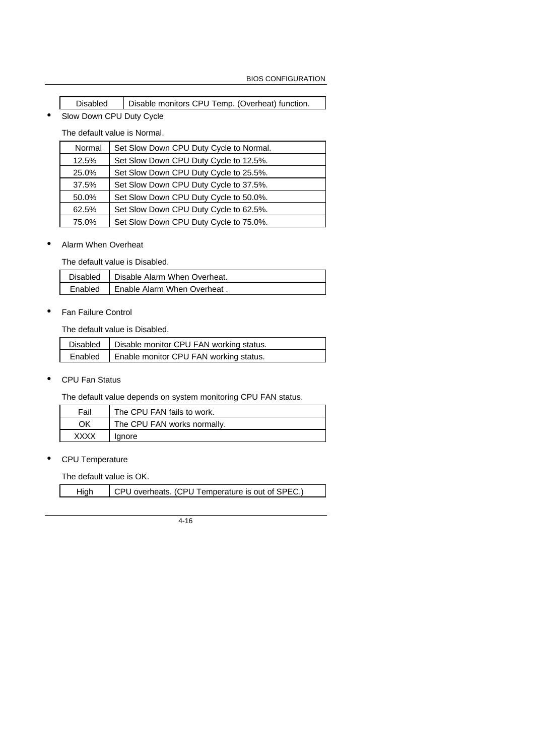| Disabled | Disable monitors CPU Temp. (Overheat) function. |
|---|---|

- Slow Down CPU Duty Cycle

  The default value is Normal.

| Normal | Set Slow Down CPU Duty Cycle to Normal. |
|---|---|
| 12.5% | Set Slow Down CPU Duty Cycle to 12.5%. |
| 25.0% | Set Slow Down CPU Duty Cycle to 25.5%. |
| 37.5% | Set Slow Down CPU Duty Cycle to 37.5%. |
| 50.0% | Set Slow Down CPU Duty Cycle to 50.0%. |
| 62.5% | Set Slow Down CPU Duty Cycle to 62.5%. |
| 75.0% | Set Slow Down CPU Duty Cycle to 75.0%. |

- Alarm When Overheat

  The default value is Disabled.

| Disabled | Disable Alarm When Overheat. |
|---|---|
| Enabled | Enable Alarm When Overheat . |

- Fan Failure Control

  The default value is Disabled.

| Disabled | Disable monitor CPU FAN working status. |
|---|---|
| Enabled | Enable monitor CPU FAN working status. |

- CPU Fan Status

  The default value depends on system monitoring CPU FAN status.

| Fail | The CPU FAN fails to work. |
|---|---|
| OK | The CPU FAN works normally. |
| XXXX | Ignore |

- CPU Temperature

  The default value is OK.

| High | CPU overheats. (CPU Temperature is out of SPEC.) |
|---|---|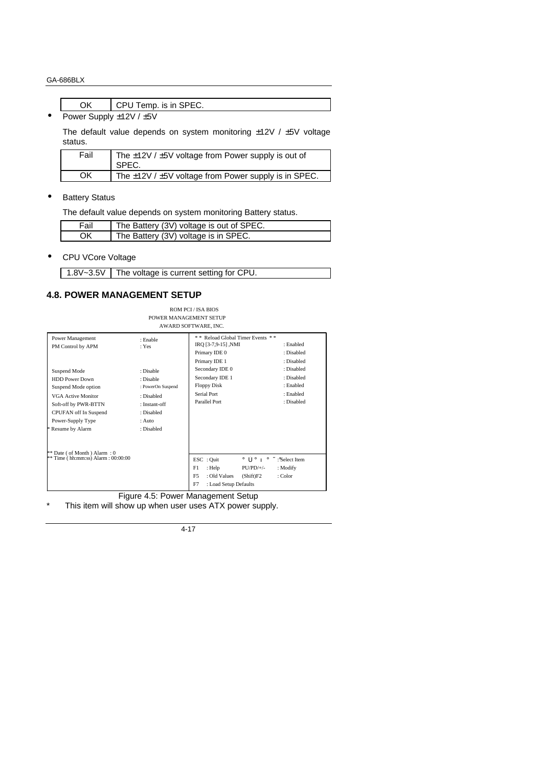| OK | CPU Temp. is in SPEC. |
|---|---|

- Power Supply ±12V / ±5V

  The default value depends on system monitoring ±12V / ±5V voltage status.

| Fail | The ±12V / ±5V voltage from Power supply is out of SPEC. |
|---|---|
| OK | The ±12V / ±5V voltage from Power supply is in SPEC. |

- Battery Status

  The default value depends on system monitoring Battery status.

| Fail | The Battery (3V) voltage is out of SPEC. |
|---|---|
| OK | The Battery (3V) voltage is in SPEC. |

- CPU VCore Voltage

| 1.8V~3.5V | The voltage is current setting for CPU. |
|---|---|

## 4.8. POWER MANAGEMENT SETUP

```
                      ROM PCI / ISA BIOS
                    POWER MANAGEMENT SETUP
                     AWARD SOFTWARE, INC.

Power Management       : Enable           ** Reload Global Timer Events **
PM Control by APM      : Yes              IRQ [3-7,9-15] ,NMI      : Enabled
                                          Primary IDE 0            : Disabled
                                          Primary IDE 1            : Disabled
Suspend Mode           : Disable          Secondary IDE 0          : Disabled
HDD Power Down         : Disable          Secondary IDE 1          : Disabled
Suspend Mode option    : PowerOn Suspend  Floppy Disk              : Enabled
VGA Active Monitor     : Disabled         Serial Port              : Enabled
Soft-off by PWR-BTTN   : Instant-off      Parallel Port            : Disabled
CPUFAN off In Suspend  : Disabled
Power-Supply Type      : Auto
* Resume by Alarm      : Disabled

** Date ( of Month ) Alarm : 0            ESC : Quit      ° U ° ı ° ˜ : Select Item
** Time ( hh:mm:ss) Alarm : 00:00:00      F1  : Help        PU/PD/+/-  : Modify
                                          F5  : Old Values  (Shift)F2  : Color
                                          F7  : Load Setup Defaults
```

Figure 4.5: Power Management Setup

\* This item will show up when user uses ATX power supply.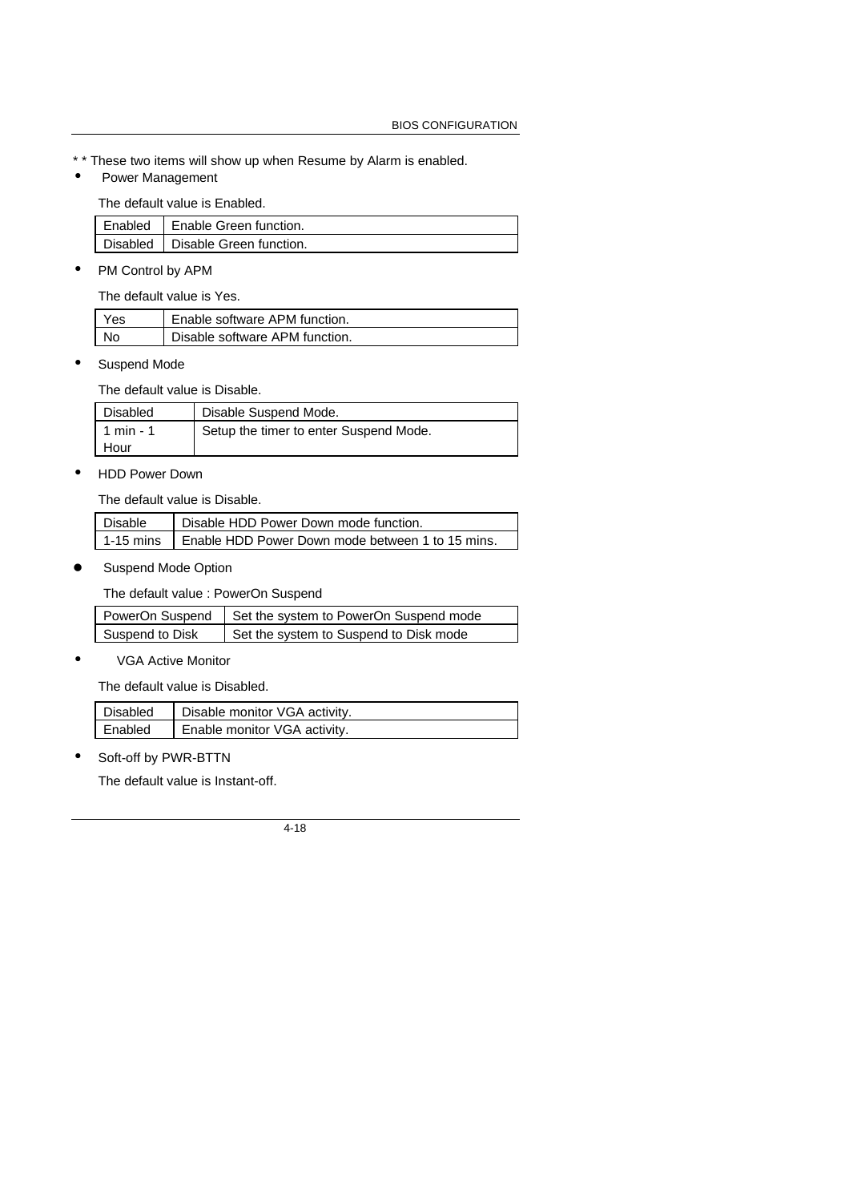* * These two items will show up when Resume by Alarm is enabled.

- Power Management

The default value is Enabled.

| Enabled | Enable Green function. |
|---|---|
| Disabled | Disable Green function. |

- PM Control by APM

The default value is Yes.

| Yes | Enable software APM function. |
|---|---|
| No | Disable software APM function. |

- Suspend Mode

The default value is Disable.

| Disabled | Disable Suspend Mode. |
|---|---|
| 1 min - 1 Hour | Setup the timer to enter Suspend Mode. |

- HDD Power Down

The default value is Disable.

| Disable | Disable HDD Power Down mode function. |
|---|---|
| 1-15 mins | Enable HDD Power Down mode between 1 to 15 mins. |

- Suspend Mode Option

The default value : PowerOn Suspend

| PowerOn Suspend | Set the system to PowerOn Suspend mode |
|---|---|
| Suspend to Disk | Set the system to Suspend to Disk mode |

- VGA Active Monitor

The default value is Disabled.

| Disabled | Disable monitor VGA activity. |
|---|---|
| Enabled | Enable monitor VGA activity. |

- Soft-off by PWR-BTTN

The default value is Instant-off.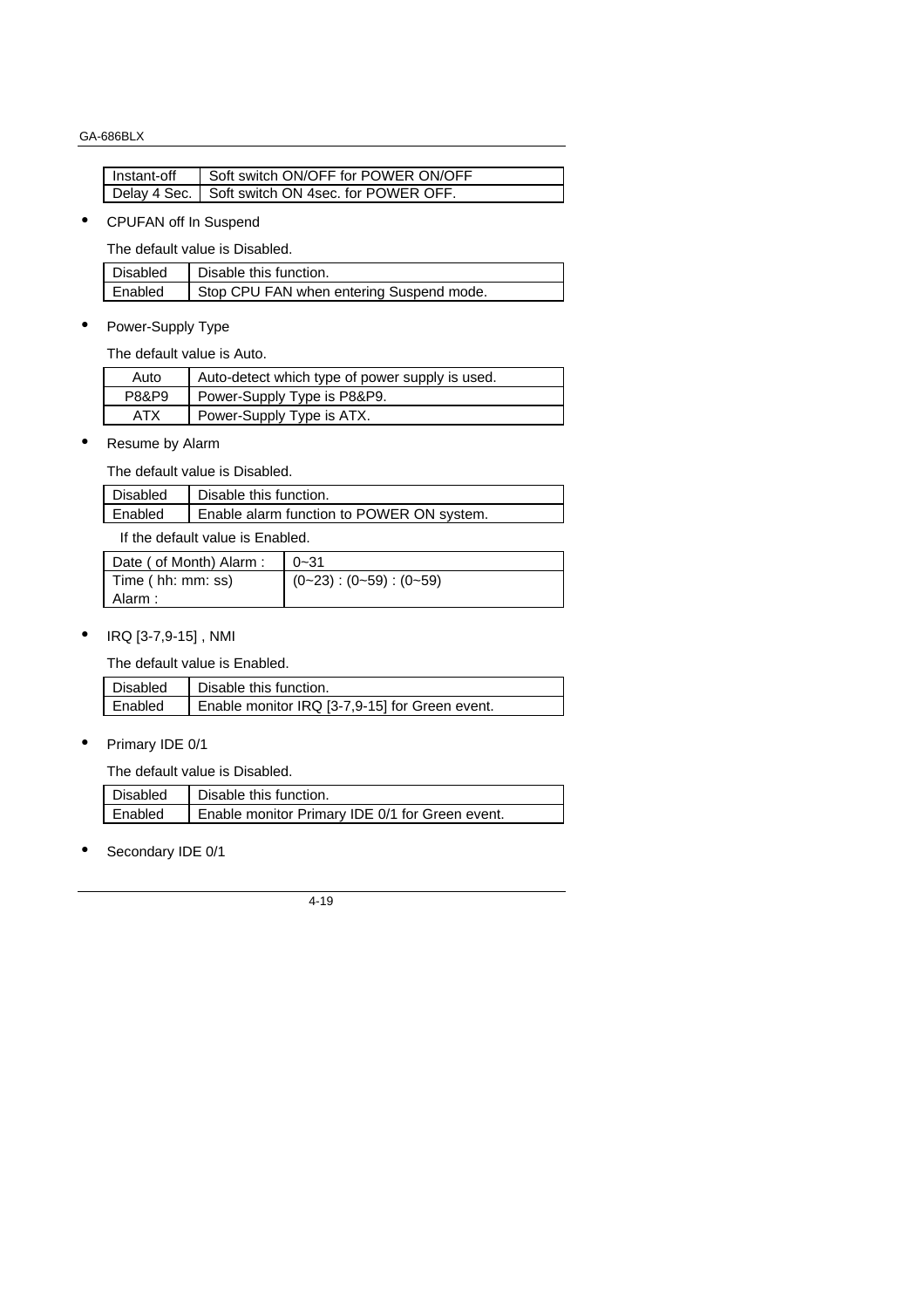| Instant-off | Soft switch ON/OFF for POWER ON/OFF |
| --- | --- |
| Delay 4 Sec. | Soft switch ON 4sec. for POWER OFF. |

- CPUFAN off In Suspend

  The default value is Disabled.

| Disabled | Disable this function. |
| --- | --- |
| Enabled | Stop CPU FAN when entering Suspend mode. |

- Power-Supply Type

  The default value is Auto.

| Auto | Auto-detect which type of power supply is used. |
| --- | --- |
| P8&P9 | Power-Supply Type is P8&P9. |
| ATX | Power-Supply Type is ATX. |

- Resume by Alarm

  The default value is Disabled.

| Disabled | Disable this function. |
| --- | --- |
| Enabled | Enable alarm function to POWER ON system. |

If the default value is Enabled.

| Date ( of Month) Alarm : | 0~31 |
| --- | --- |
| Time ( hh: mm: ss) Alarm : | (0~23) : (0~59) : (0~59) |

- IRQ [3-7,9-15] , NMI

  The default value is Enabled.

| Disabled | Disable this function. |
| --- | --- |
| Enabled | Enable monitor IRQ [3-7,9-15] for Green event. |

- Primary IDE 0/1

  The default value is Disabled.

| Disabled | Disable this function. |
| --- | --- |
| Enabled | Enable monitor Primary IDE 0/1 for Green event. |

- Secondary IDE 0/1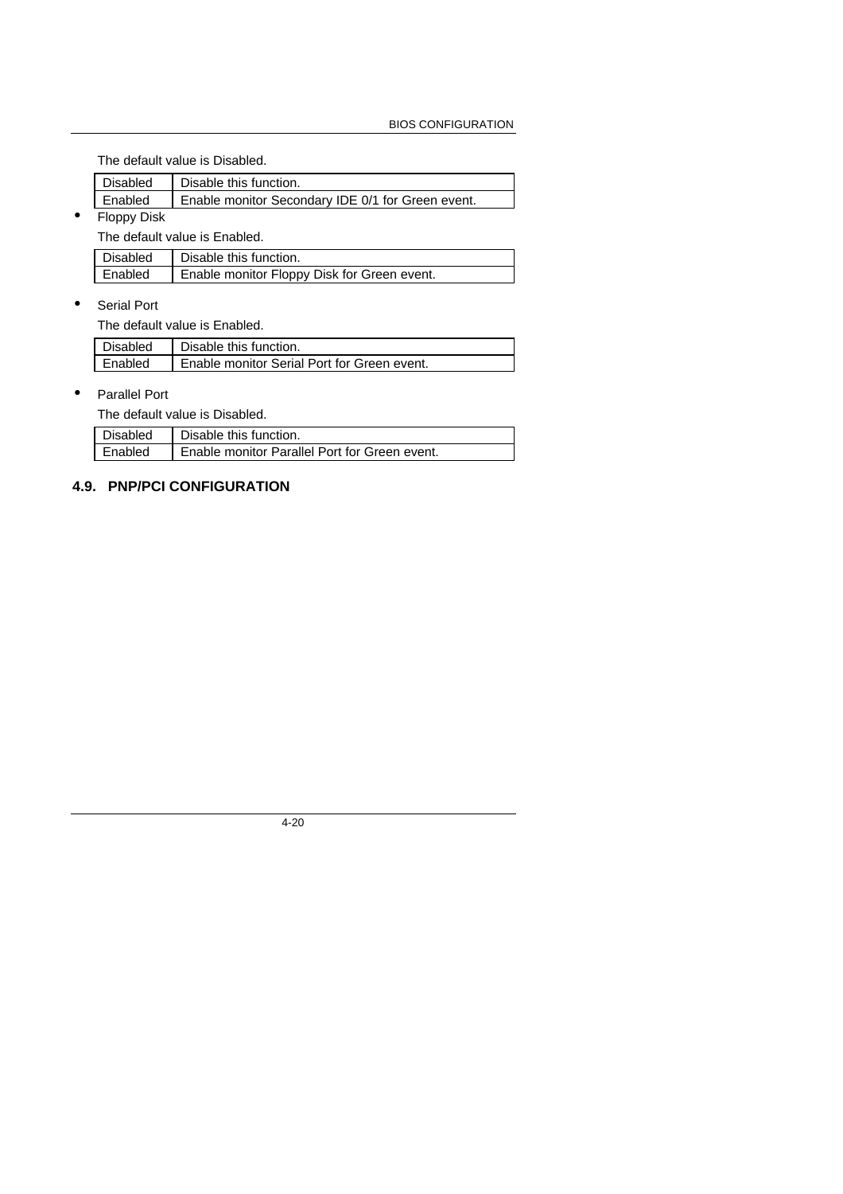The default value is Disabled.

| Disabled | Disable this function. |
|---|---|
| Enabled | Enable monitor Secondary IDE 0/1 for Green event. |

- Floppy Disk

  The default value is Enabled.

| Disabled | Disable this function. |
|---|---|
| Enabled | Enable monitor Floppy Disk for Green event. |

- Serial Port

  The default value is Enabled.

| Disabled | Disable this function. |
|---|---|
| Enabled | Enable monitor Serial Port for Green event. |

- Parallel Port

  The default value is Disabled.

| Disabled | Disable this function. |
|---|---|
| Enabled | Enable monitor Parallel Port for Green event. |

## 4.9. PNP/PCI CONFIGURATION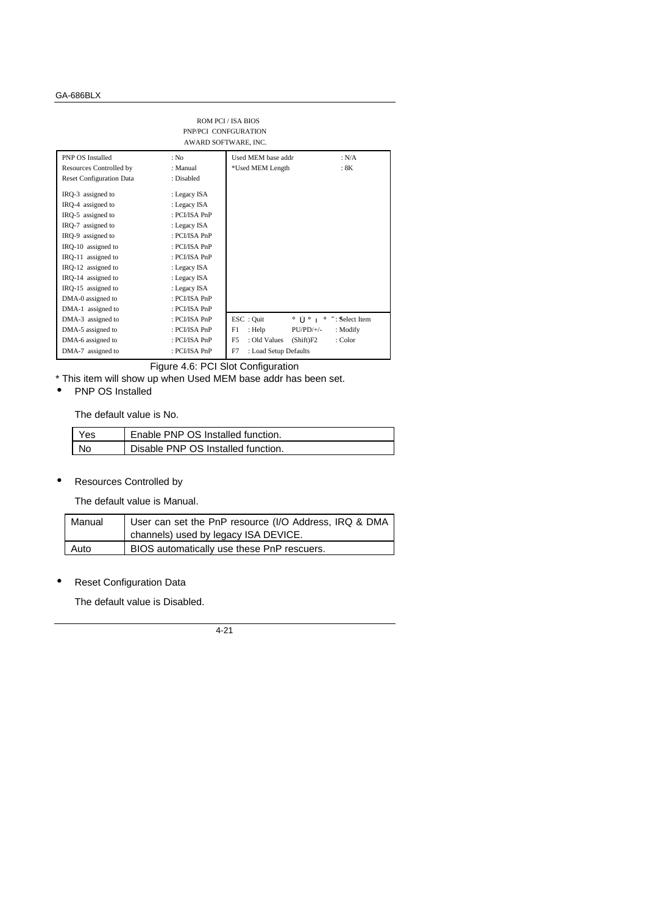ROM PCI / ISA BIOS
PNP/PCI CONFGURATION
AWARD SOFTWARE, INC.

| | | | |
|---|---|---|---|
| PNP OS Installed | : No | Used MEM base addr | : N/A |
| Resources Controlled by | : Manual | *Used MEM Length | : 8K |
| Reset Configuration Data | : Disabled | | |
| IRQ-3 assigned to | : Legacy ISA | | |
| IRQ-4 assigned to | : Legacy ISA | | |
| IRQ-5 assigned to | : PCI/ISA PnP | | |
| IRQ-7 assigned to | : Legacy ISA | | |
| IRQ-9 assigned to | : PCI/ISA PnP | | |
| IRQ-10 assigned to | : PCI/ISA PnP | | |
| IRQ-11 assigned to | : PCI/ISA PnP | | |
| IRQ-12 assigned to | : Legacy ISA | | |
| IRQ-14 assigned to | : Legacy ISA | | |
| IRQ-15 assigned to | : Legacy ISA | | |
| DMA-0 assigned to | : PCI/ISA PnP | | |
| DMA-1 assigned to | : PCI/ISA PnP | | |
| DMA-3 assigned to | : PCI/ISA PnP | ESC : Quit | ↑↓→← : Select Item |
| DMA-5 assigned to | : PCI/ISA PnP | F1 : Help PU/PD/+/- | : Modify |
| DMA-6 assigned to | : PCI/ISA PnP | F5 : Old Values (Shift)F2 | : Color |
| DMA-7 assigned to | : PCI/ISA PnP | F7 : Load Setup Defaults | |

Figure 4.6: PCI Slot Configuration

* This item will show up when Used MEM base addr has been set.

- PNP OS Installed

The default value is No.

| | |
|---|---|
| Yes | Enable PNP OS Installed function. |
| No | Disable PNP OS Installed function. |

- Resources Controlled by

The default value is Manual.

| | |
|---|---|
| Manual | User can set the PnP resource (I/O Address, IRQ & DMA channels) used by legacy ISA DEVICE. |
| Auto | BIOS automatically use these PnP rescuers. |

- Reset Configuration Data

The default value is Disabled.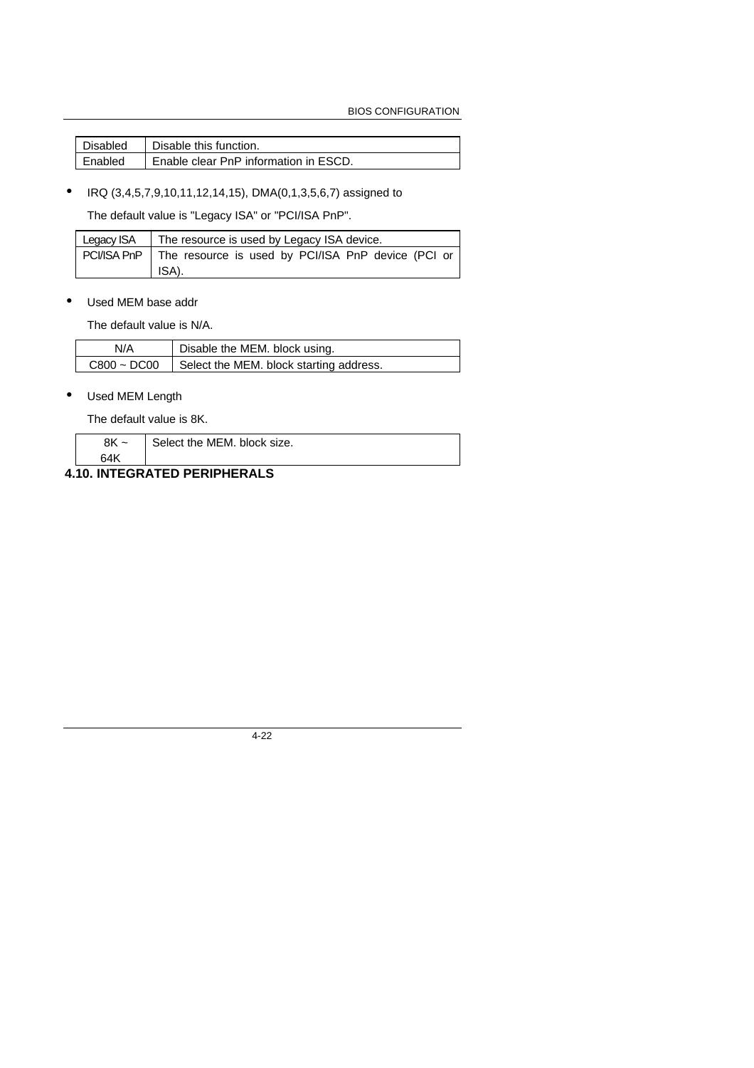| Disabled | Disable this function. |
|---|---|
| Enabled | Enable clear PnP information in ESCD. |

- IRQ (3,4,5,7,9,10,11,12,14,15), DMA(0,1,3,5,6,7) assigned to

  The default value is "Legacy ISA" or "PCI/ISA PnP".

| Legacy ISA | The resource is used by Legacy ISA device. |
|---|---|
| PCI/ISA PnP | The resource is used by PCI/ISA PnP device (PCI or ISA). |

- Used MEM base addr

  The default value is N/A.

| N/A | Disable the MEM. block using. |
|---|---|
| C800 ~ DC00 | Select the MEM. block starting address. |

- Used MEM Length

  The default value is 8K.

| 8K ~ 64K | Select the MEM. block size. |
|---|---|

## 4.10. INTEGRATED PERIPHERALS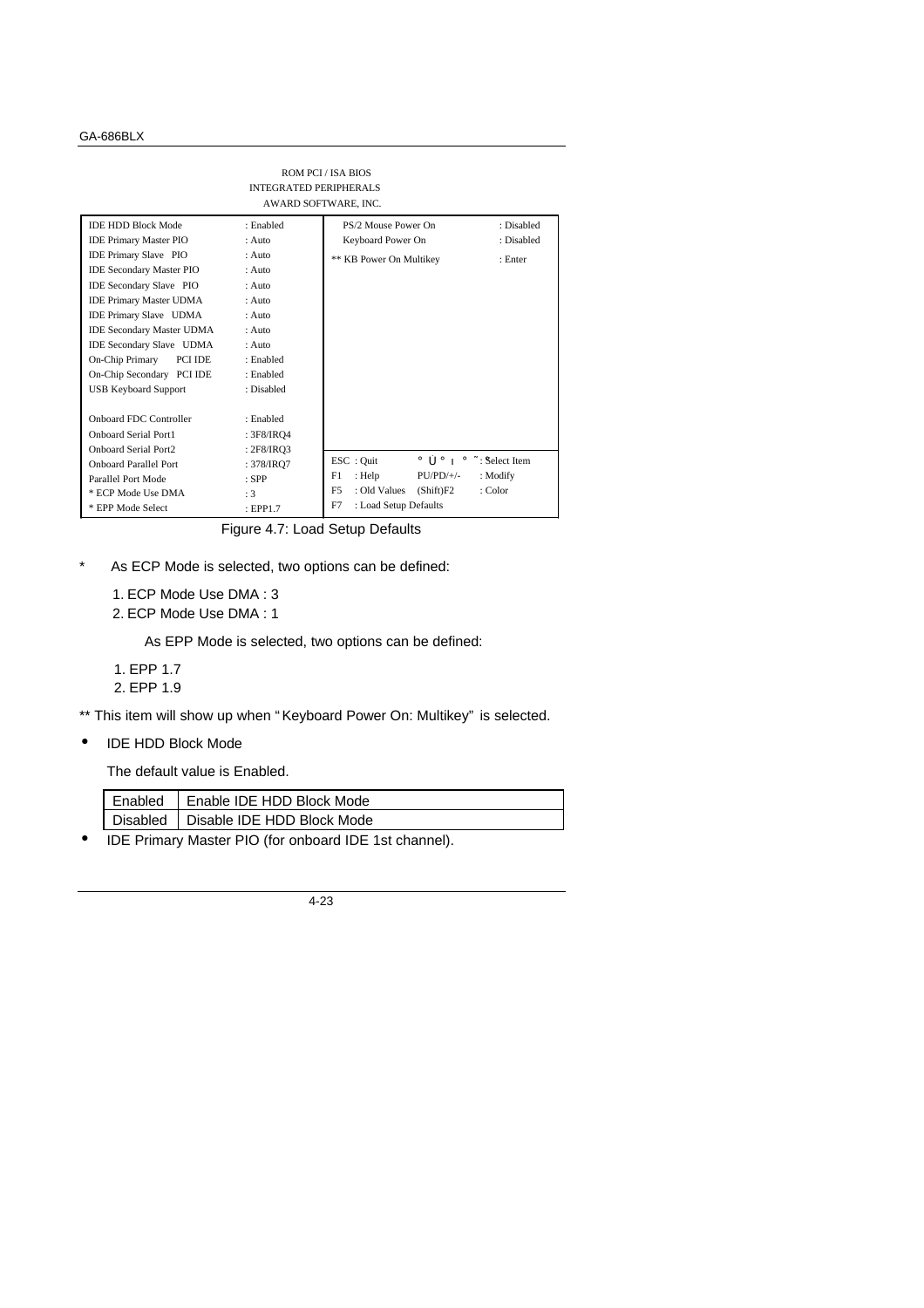ROM PCI / ISA BIOS
INTEGRATED PERIPHERALS
AWARD SOFTWARE, INC.

```
IDE HDD Block Mode            : Enabled      PS/2 Mouse Power On           : Disabled
IDE Primary Master PIO        : Auto         Keyboard Power On             : Disabled
IDE Primary Slave  PIO        : Auto         ** KB Power On Multikey       : Enter
IDE Secondary Master PIO      : Auto
IDE Secondary Slave  PIO      : Auto
IDE Primary Master UDMA       : Auto
IDE Primary Slave  UDMA       : Auto
IDE Secondary Master UDMA     : Auto
IDE Secondary Slave  UDMA     : Auto
On-Chip Primary    PCI IDE    : Enabled
On-Chip Secondary  PCI IDE    : Enabled
USB Keyboard Support          : Disabled

Onboard FDC Controller        : Enabled
Onboard Serial Port1          : 3F8/IRQ4
Onboard Serial Port2          : 2F8/IRQ3     ESC : Quit          ° Ù ° ı ° ˜ : Select Item
Onboard Parallel Port         : 378/IRQ7     F1  : Help          PU/PD/+/-   : Modify
Parallel Port Mode            : SPP          F5  : Old Values    (Shift)F2   : Color
* ECP Mode Use DMA            : 3            F7  : Load Setup Defaults
* EPP Mode Select             : EPP1.7
```

Figure 4.7: Load Setup Defaults

\* As ECP Mode is selected, two options can be defined:

1. ECP Mode Use DMA : 3
2. ECP Mode Use DMA : 1

As EPP Mode is selected, two options can be defined:

1. EPP 1.7
2. EPP 1.9

** This item will show up when "Keyboard Power On: Multikey" is selected.

- IDE HDD Block Mode

  The default value is Enabled.

| Enabled | Enable IDE HDD Block Mode |
|---|---|
| Disabled | Disable IDE HDD Block Mode |

- IDE Primary Master PIO (for onboard IDE 1st channel).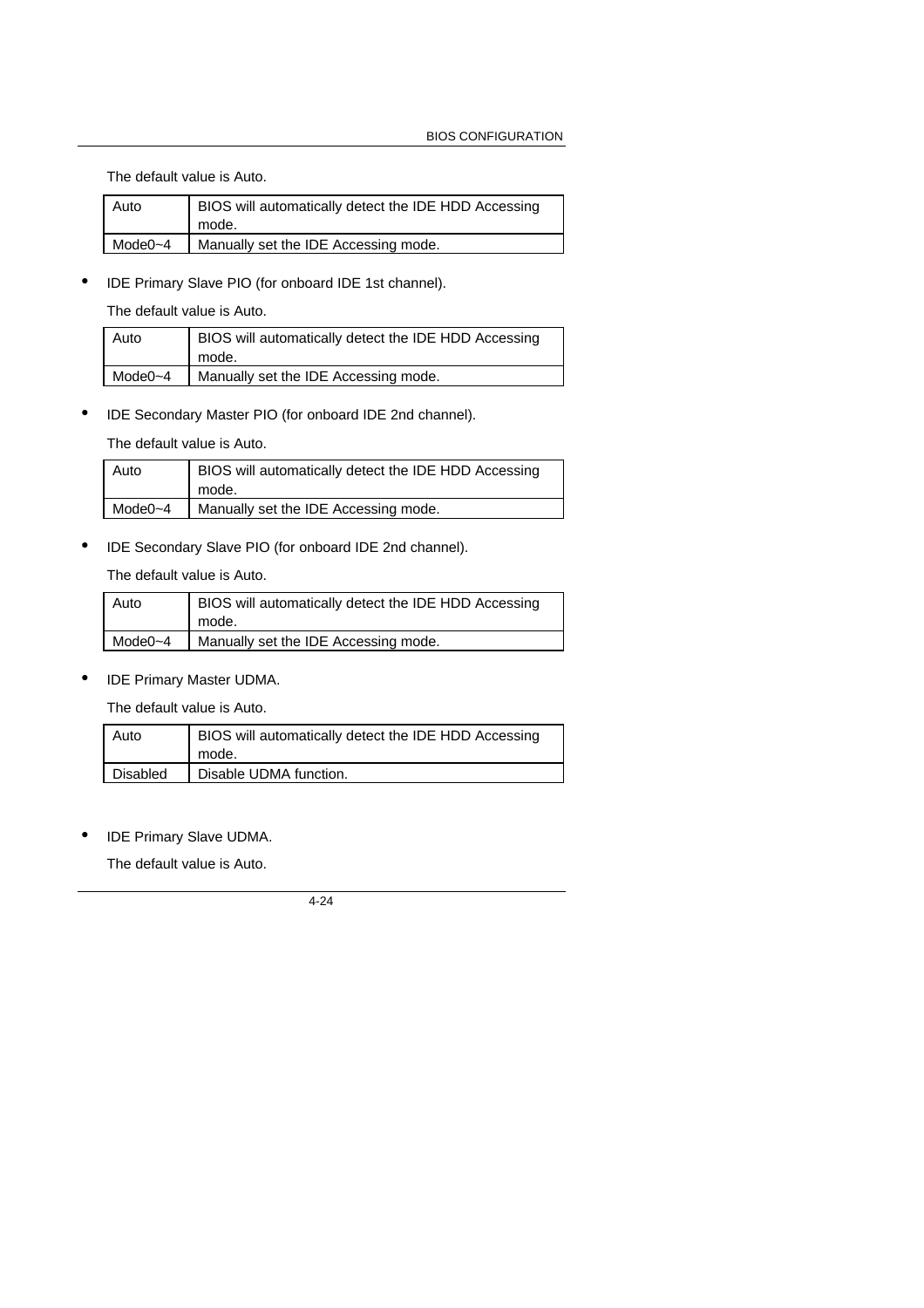The default value is Auto.

| Auto | BIOS will automatically detect the IDE HDD Accessing mode. |
|---|---|
| Mode0~4 | Manually set the IDE Accessing mode. |

- IDE Primary Slave PIO (for onboard IDE 1st channel).

  The default value is Auto.

| Auto | BIOS will automatically detect the IDE HDD Accessing mode. |
|---|---|
| Mode0~4 | Manually set the IDE Accessing mode. |

- IDE Secondary Master PIO (for onboard IDE 2nd channel).

  The default value is Auto.

| Auto | BIOS will automatically detect the IDE HDD Accessing mode. |
|---|---|
| Mode0~4 | Manually set the IDE Accessing mode. |

- IDE Secondary Slave PIO (for onboard IDE 2nd channel).

  The default value is Auto.

| Auto | BIOS will automatically detect the IDE HDD Accessing mode. |
|---|---|
| Mode0~4 | Manually set the IDE Accessing mode. |

- IDE Primary Master UDMA.

  The default value is Auto.

| Auto | BIOS will automatically detect the IDE HDD Accessing mode. |
|---|---|
| Disabled | Disable UDMA function. |

- IDE Primary Slave UDMA.

  The default value is Auto.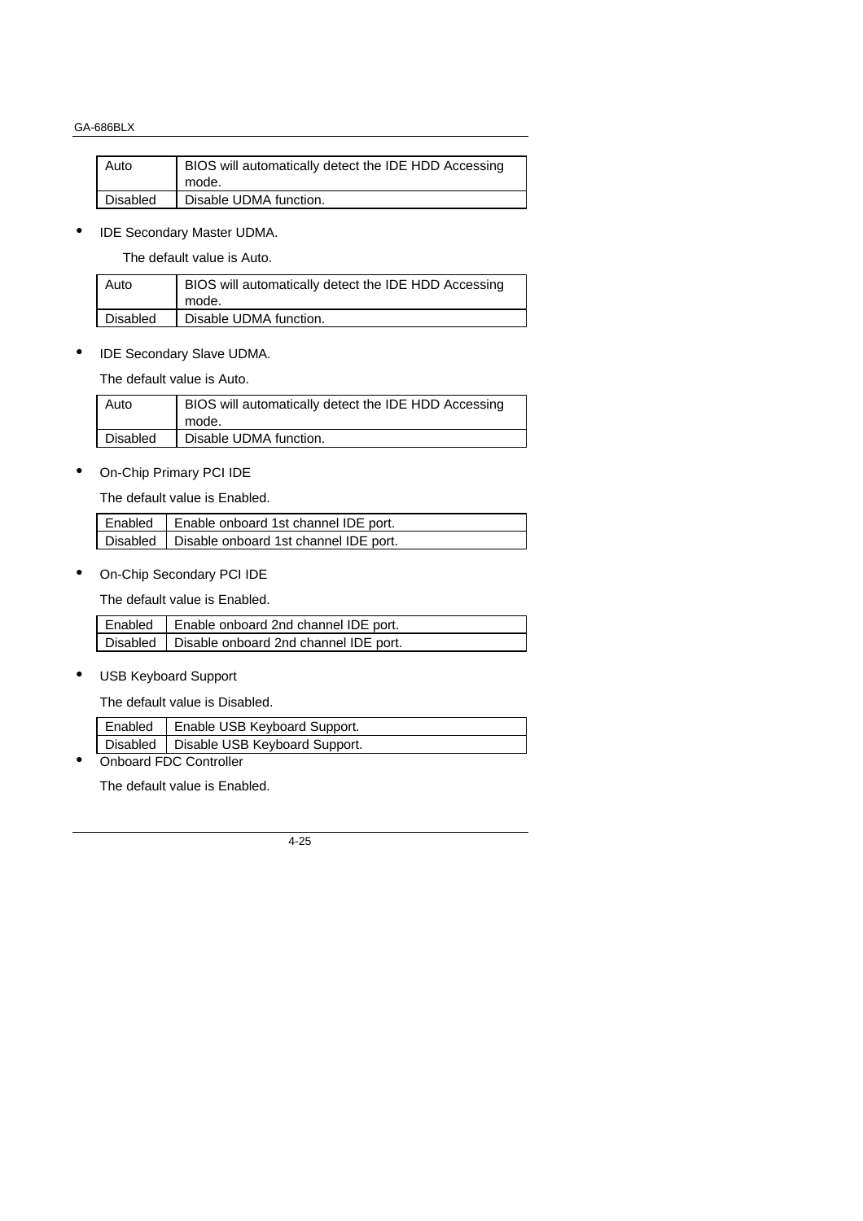| Auto | BIOS will automatically detect the IDE HDD Accessing mode. |
| --- | --- |
| Disabled | Disable UDMA function. |

- IDE Secondary Master UDMA.

  The default value is Auto.

| Auto | BIOS will automatically detect the IDE HDD Accessing mode. |
| --- | --- |
| Disabled | Disable UDMA function. |

- IDE Secondary Slave UDMA.

  The default value is Auto.

| Auto | BIOS will automatically detect the IDE HDD Accessing mode. |
| --- | --- |
| Disabled | Disable UDMA function. |

- On-Chip Primary PCI IDE

  The default value is Enabled.

| Enabled | Enable onboard 1st channel IDE port. |
| --- | --- |
| Disabled | Disable onboard 1st channel IDE port. |

- On-Chip Secondary PCI IDE

  The default value is Enabled.

| Enabled | Enable onboard 2nd channel IDE port. |
| --- | --- |
| Disabled | Disable onboard 2nd channel IDE port. |

- USB Keyboard Support

  The default value is Disabled.

| Enabled | Enable USB Keyboard Support. |
| --- | --- |
| Disabled | Disable USB Keyboard Support. |

- Onboard FDC Controller

  The default value is Enabled.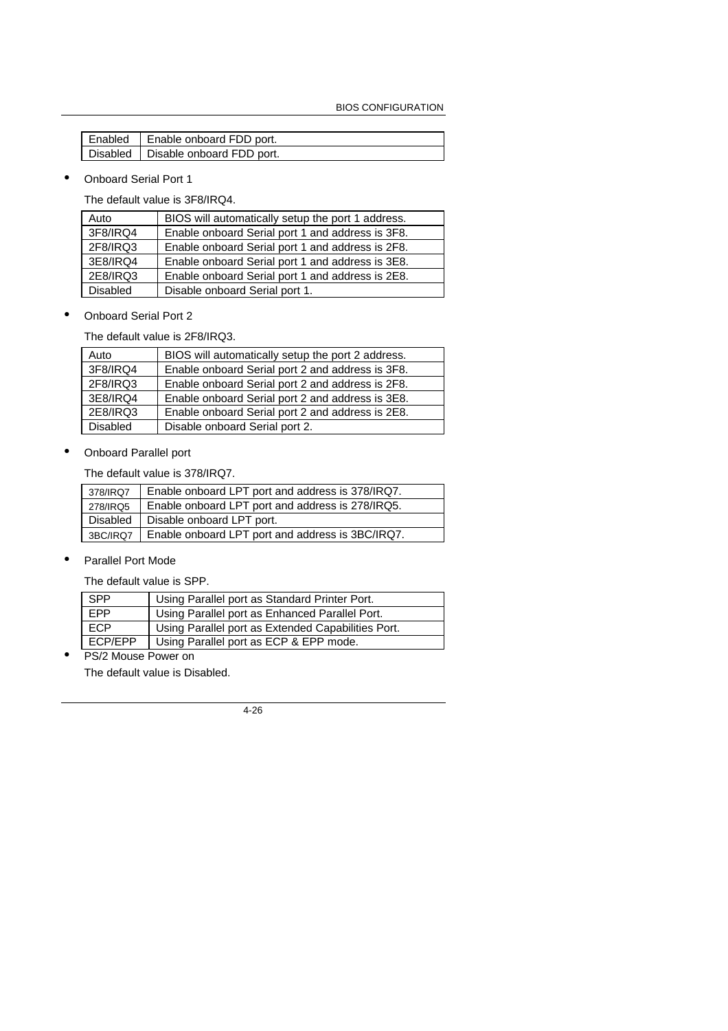| Enabled | Enable onboard FDD port. |
|---|---|
| Disabled | Disable onboard FDD port. |

- Onboard Serial Port 1

  The default value is 3F8/IRQ4.

| Auto | BIOS will automatically setup the port 1 address. |
|---|---|
| 3F8/IRQ4 | Enable onboard Serial port 1 and address is 3F8. |
| 2F8/IRQ3 | Enable onboard Serial port 1 and address is 2F8. |
| 3E8/IRQ4 | Enable onboard Serial port 1 and address is 3E8. |
| 2E8/IRQ3 | Enable onboard Serial port 1 and address is 2E8. |
| Disabled | Disable onboard Serial port 1. |

- Onboard Serial Port 2

  The default value is 2F8/IRQ3.

| Auto | BIOS will automatically setup the port 2 address. |
|---|---|
| 3F8/IRQ4 | Enable onboard Serial port 2 and address is 3F8. |
| 2F8/IRQ3 | Enable onboard Serial port 2 and address is 2F8. |
| 3E8/IRQ4 | Enable onboard Serial port 2 and address is 3E8. |
| 2E8/IRQ3 | Enable onboard Serial port 2 and address is 2E8. |
| Disabled | Disable onboard Serial port 2. |

- Onboard Parallel port

  The default value is 378/IRQ7.

| 378/IRQ7 | Enable onboard LPT port and address is 378/IRQ7. |
|---|---|
| 278/IRQ5 | Enable onboard LPT port and address is 278/IRQ5. |
| Disabled | Disable onboard LPT port. |
| 3BC/IRQ7 | Enable onboard LPT port and address is 3BC/IRQ7. |

- Parallel Port Mode

  The default value is SPP.

| SPP | Using Parallel port as Standard Printer Port. |
|---|---|
| EPP | Using Parallel port as Enhanced Parallel Port. |
| ECP | Using Parallel port as Extended Capabilities Port. |
| ECP/EPP | Using Parallel port as ECP & EPP mode. |

- PS/2 Mouse Power on

  The default value is Disabled.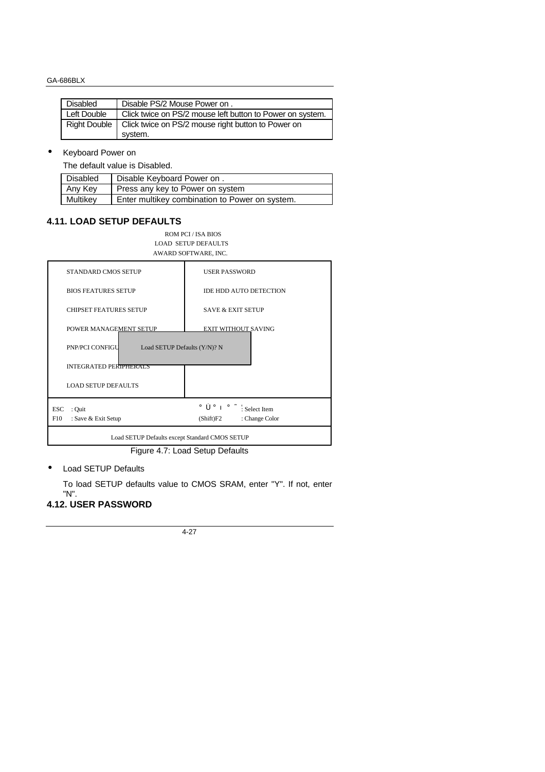| Disabled | Disable PS/2 Mouse Power on . |
|---|---|
| Left Double | Click twice on PS/2 mouse left button to Power on system. |
| Right Double | Click twice on PS/2 mouse right button to Power on system. |

- Keyboard Power on

  The default value is Disabled.

| Disabled | Disable Keyboard Power on . |
|---|---|
| Any Key | Press any key to Power on system |
| Multikey | Enter multikey combination to Power on system. |

## 4.11. LOAD SETUP DEFAULTS

```
                        ROM PCI / ISA BIOS
                       LOAD  SETUP DEFAULTS
                      AWARD SOFTWARE, INC.

 STANDARD CMOS SETUP                 USER PASSWORD
 BIOS FEATURES SETUP                 IDE HDD AUTO DETECTION
 CHIPSET FEATURES SETUP              SAVE & EXIT SETUP
 POWER MANAGEMENT SETUP              EXIT WITHOUT SAVING
 PNP/PCI CONFIGU   Load SETUP Defaults (Y/N)? N
 INTEGRATED PERIPHERALS
 LOAD SETUP DEFAULTS

 ESC  : Quit                         ° Ù ° ı ° ˜ ¦ : Select Item
 F10  : Save & Exit Setup            (Shift)F2     : Change Color

           Load SETUP Defaults except Standard CMOS SETUP
```

Figure 4.7: Load Setup Defaults

- Load SETUP Defaults

  To load SETUP defaults value to CMOS SRAM, enter "Y". If not, enter "N".

## 4.12. USER PASSWORD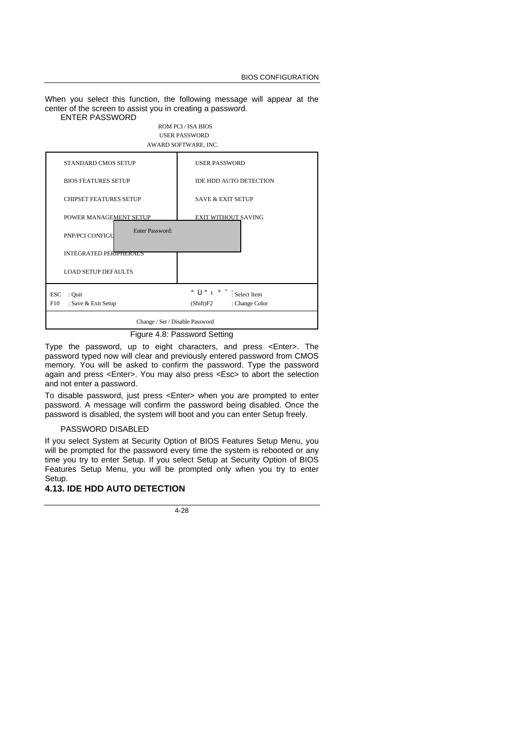When you select this function, the following message will appear at the center of the screen to assist you in creating a password.

ENTER PASSWORD

ROM PCI / ISA BIOS
USER PASSWORD
AWARD SOFTWARE, INC.

| | |
|---|---|
| STANDARD CMOS SETUP | USER PASSWORD |
| BIOS FEATURES SETUP | IDE HDD AUTO DETECTION |
| CHIPSET FEATURES SETUP | SAVE & EXIT SETUP |
| POWER MANAGEMENT SETUP | EXIT WITHOUT SAVING |
| PNP/PCI CONFIGU Enter Password: | |
| INTEGRATED PERIPHERALS | |
| LOAD SETUP DEFAULTS | |
| ESC : Quit<br>F10 : Save & Exit Setup | ° Ü ° ı ° ˜ : Select Item<br>(Shift)F2 : Change Color |
| Change / Set / Disable Password | |

Figure 4.8: Password Setting

Type the password, up to eight characters, and press <Enter>. The password typed now will clear and previously entered password from CMOS memory. You will be asked to confirm the password. Type the password again and press <Enter>. You may also press <Esc> to abort the selection and not enter a password.

To disable password, just press <Enter> when you are prompted to enter password. A message will confirm the password being disabled. Once the password is disabled, the system will boot and you can enter Setup freely.

PASSWORD DISABLED

If you select System at Security Option of BIOS Features Setup Menu, you will be prompted for the password every time the system is rebooted or any time you try to enter Setup. If you select Setup at Security Option of BIOS Features Setup Menu, you will be prompted only when you try to enter Setup.

## 4.13. IDE HDD AUTO DETECTION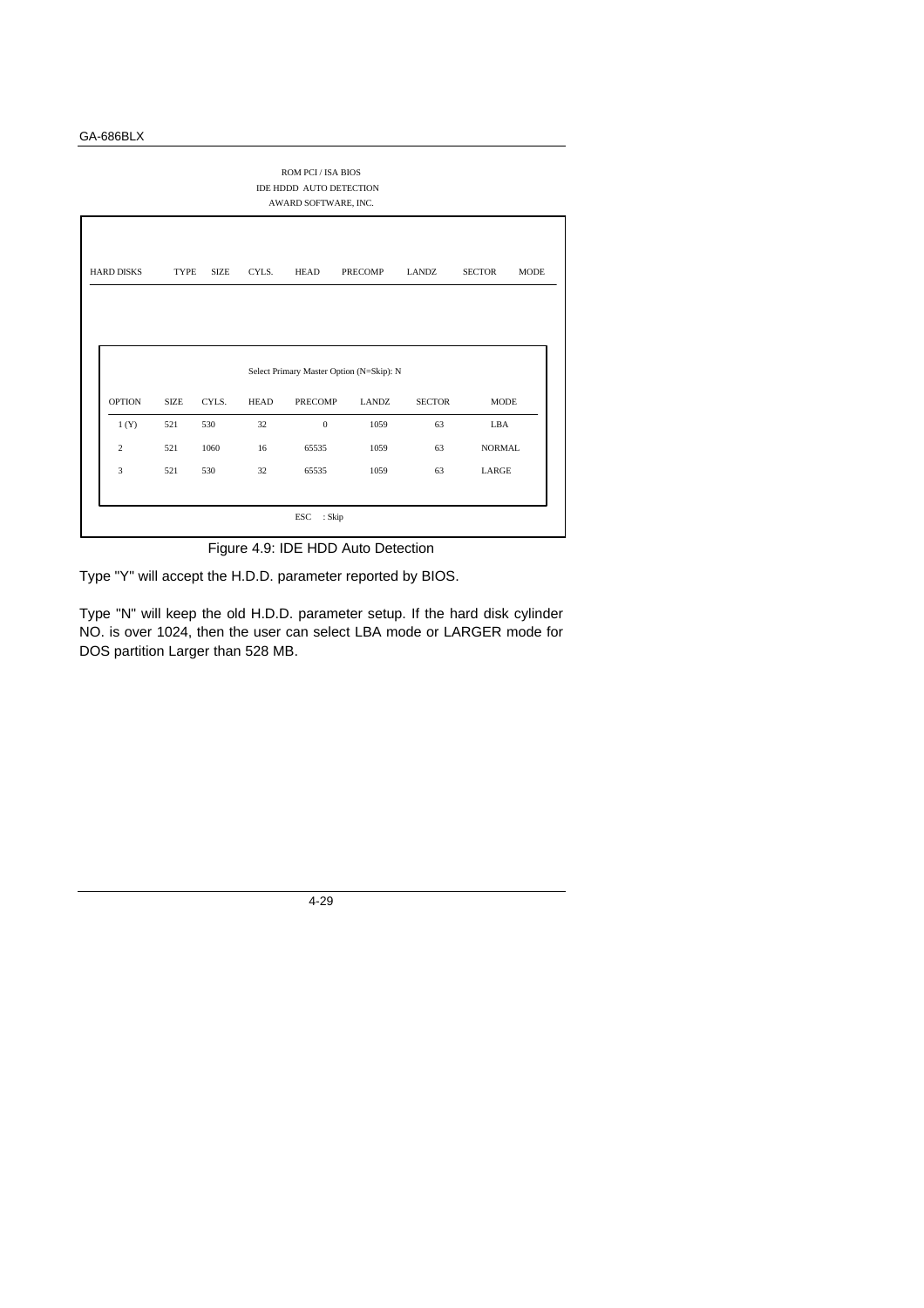ROM PCI / ISA BIOS
IDE HDDD AUTO DETECTION
AWARD SOFTWARE, INC.

| HARD DISKS | TYPE | SIZE | CYLS. | HEAD | PRECOMP | LANDZ | SECTOR | MODE |
|---|---|---|---|---|---|---|---|---|

Select Primary Master Option (N=Skip): N

| OPTION | SIZE | CYLS. | HEAD | PRECOMP | LANDZ | SECTOR | MODE |
|---|---|---|---|---|---|---|---|
| 1 (Y) | 521 | 530 | 32 | 0 | 1059 | 63 | LBA |
| 2 | 521 | 1060 | 16 | 65535 | 1059 | 63 | NORMAL |
| 3 | 521 | 530 | 32 | 65535 | 1059 | 63 | LARGE |

ESC : Skip

Figure 4.9: IDE HDD Auto Detection

Type "Y" will accept the H.D.D. parameter reported by BIOS.

Type "N" will keep the old H.D.D. parameter setup. If the hard disk cylinder NO. is over 1024, then the user can select LBA mode or LARGER mode for DOS partition Larger than 528 MB.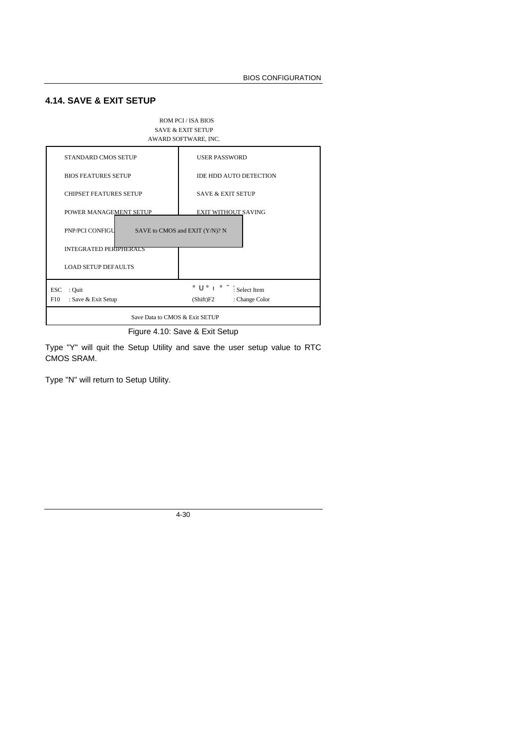## 4.14. SAVE & EXIT SETUP

ROM PCI / ISA BIOS
SAVE & EXIT SETUP
AWARD SOFTWARE, INC.

| | |
|---|---|
| STANDARD CMOS SETUP | USER PASSWORD |
| BIOS FEATURES SETUP | IDE HDD AUTO DETECTION |
| CHIPSET FEATURES SETUP | SAVE & EXIT SETUP |
| POWER MANAGEMENT SETUP | EXIT WITHOUT SAVING |
| PNP/PCI CONFIGU | SAVE to CMOS and EXIT (Y/N)? N |
| INTEGRATED PERIPHERALS | |
| LOAD SETUP DEFAULTS | |
| ESC : Quit | ° U ° ı ° ˜ : Select Item |
| F10 : Save & Exit Setup | (Shift)F2 : Change Color |

Save Data to CMOS & Exit SETUP

Figure 4.10: Save & Exit Setup

Type "Y" will quit the Setup Utility and save the user setup value to RTC CMOS SRAM.

Type "N" will return to Setup Utility.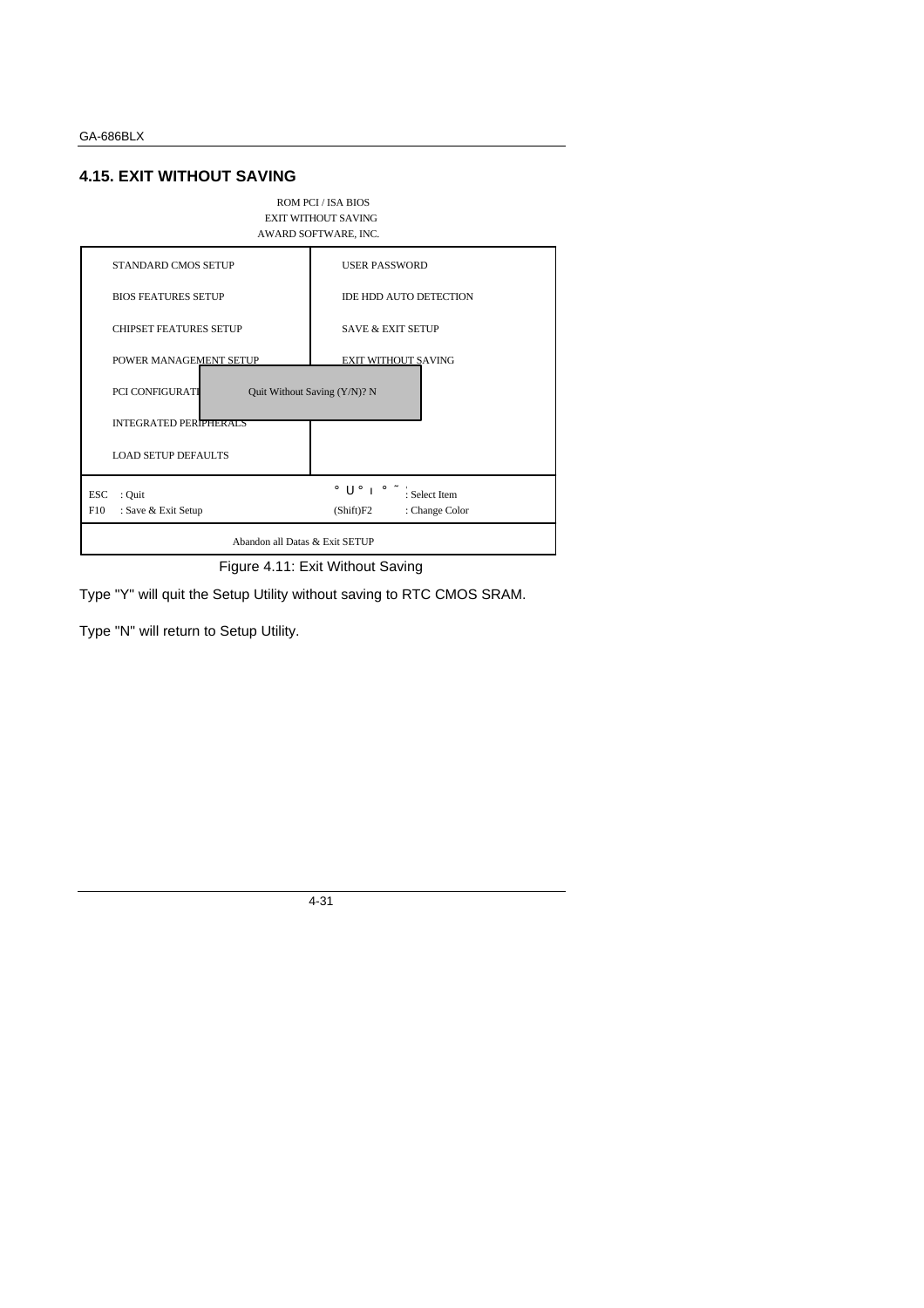## 4.15. EXIT WITHOUT SAVING

ROM PCI / ISA BIOS
EXIT WITHOUT SAVING
AWARD SOFTWARE, INC.

| | |
|---|---|
| STANDARD CMOS SETUP | USER PASSWORD |
| BIOS FEATURES SETUP | IDE HDD AUTO DETECTION |
| CHIPSET FEATURES SETUP | SAVE & EXIT SETUP |
| POWER MANAGEMENT SETUP | EXIT WITHOUT SAVING |
| PCI CONFIGURATI | Quit Without Saving (Y/N)? N |
| INTEGRATED PERIPHERALS | |
| LOAD SETUP DEFAULTS | |
| ESC : Quit | ° U ° ı ° ˜ : Select Item |
| F10 : Save & Exit Setup | (Shift)F2 : Change Color |

Abandon all Datas & Exit SETUP

Figure 4.11: Exit Without Saving

Type "Y" will quit the Setup Utility without saving to RTC CMOS SRAM.

Type "N" will return to Setup Utility.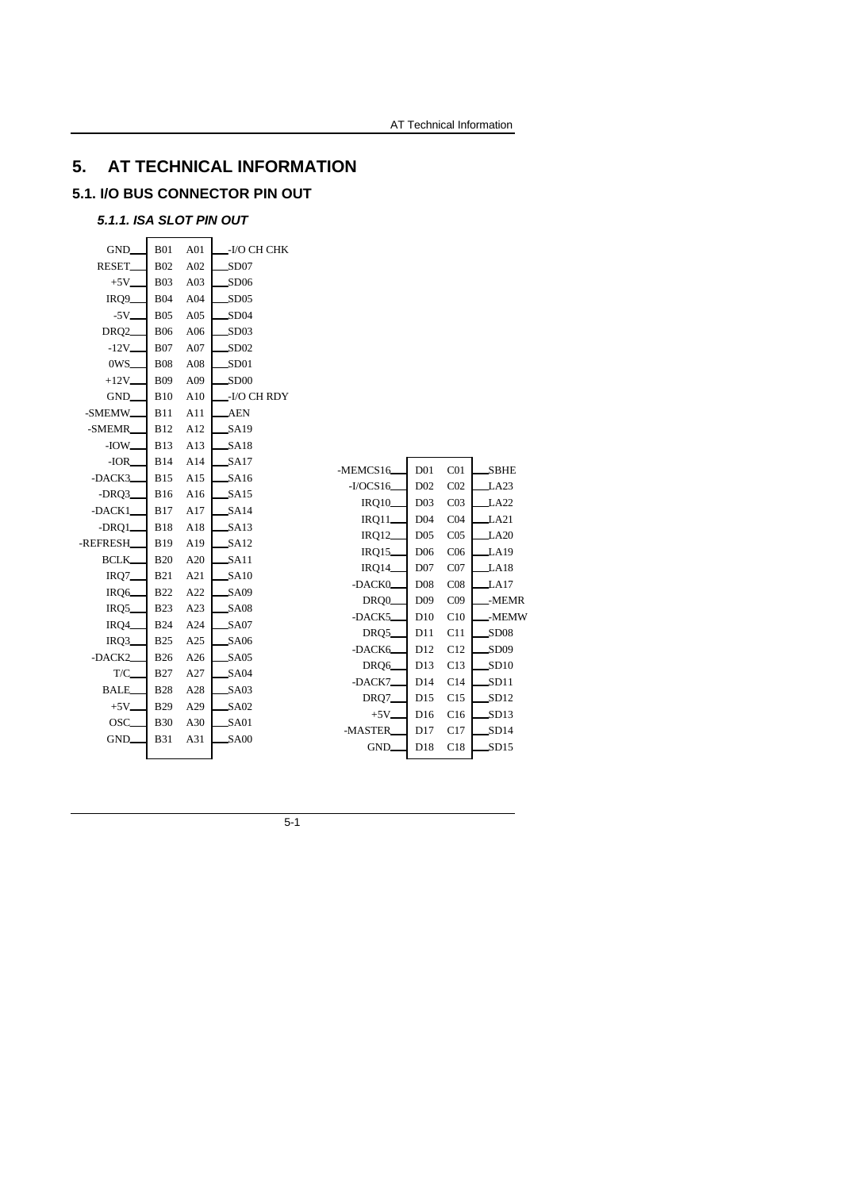# 5. AT TECHNICAL INFORMATION

## 5.1. I/O BUS CONNECTOR PIN OUT

### *5.1.1. ISA SLOT PIN OUT*

| Signal | Pin | Pin | Signal |
|---|---|---|---|
| GND | B01 | A01 | -I/O CH CHK |
| RESET | B02 | A02 | SD07 |
| +5V | B03 | A03 | SD06 |
| IRQ9 | B04 | A04 | SD05 |
| -5V | B05 | A05 | SD04 |
| DRQ2 | B06 | A06 | SD03 |
| -12V | B07 | A07 | SD02 |
| 0WS | B08 | A08 | SD01 |
| +12V | B09 | A09 | SD00 |
| GND | B10 | A10 | -I/O CH RDY |
| -SMEMW | B11 | A11 | AEN |
| -SMEMR | B12 | A12 | SA19 |
| -IOW | B13 | A13 | SA18 |
| -IOR | B14 | A14 | SA17 |
| -DACK3 | B15 | A15 | SA16 |
| -DRQ3 | B16 | A16 | SA15 |
| -DACK1 | B17 | A17 | SA14 |
| -DRQ1 | B18 | A18 | SA13 |
| -REFRESH | B19 | A19 | SA12 |
| BCLK | B20 | A20 | SA11 |
| IRQ7 | B21 | A21 | SA10 |
| IRQ6 | B22 | A22 | SA09 |
| IRQ5 | B23 | A23 | SA08 |
| IRQ4 | B24 | A24 | SA07 |
| IRQ3 | B25 | A25 | SA06 |
| -DACK2 | B26 | A26 | SA05 |
| T/C | B27 | A27 | SA04 |
| BALE | B28 | A28 | SA03 |
| +5V | B29 | A29 | SA02 |
| OSC | B30 | A30 | SA01 |
| GND | B31 | A31 | SA00 |

| Signal | Pin | Pin | Signal |
|---|---|---|---|
| -MEMCS16 | D01 | C01 | SBHE |
| -I/OCS16 | D02 | C02 | LA23 |
| IRQ10 | D03 | C03 | LA22 |
| IRQ11 | D04 | C04 | LA21 |
| IRQ12 | D05 | C05 | LA20 |
| IRQ15 | D06 | C06 | LA19 |
| IRQ14 | D07 | C07 | LA18 |
| -DACK0 | D08 | C08 | LA17 |
| DRQ0 | D09 | C09 | -MEMR |
| -DACK5 | D10 | C10 | -MEMW |
| DRQ5 | D11 | C11 | SD08 |
| -DACK6 | D12 | C12 | SD09 |
| DRQ6 | D13 | C13 | SD10 |
| -DACK7 | D14 | C14 | SD11 |
| DRQ7 | D15 | C15 | SD12 |
| +5V | D16 | C16 | SD13 |
| -MASTER | D17 | C17 | SD14 |
| GND | D18 | C18 | SD15 |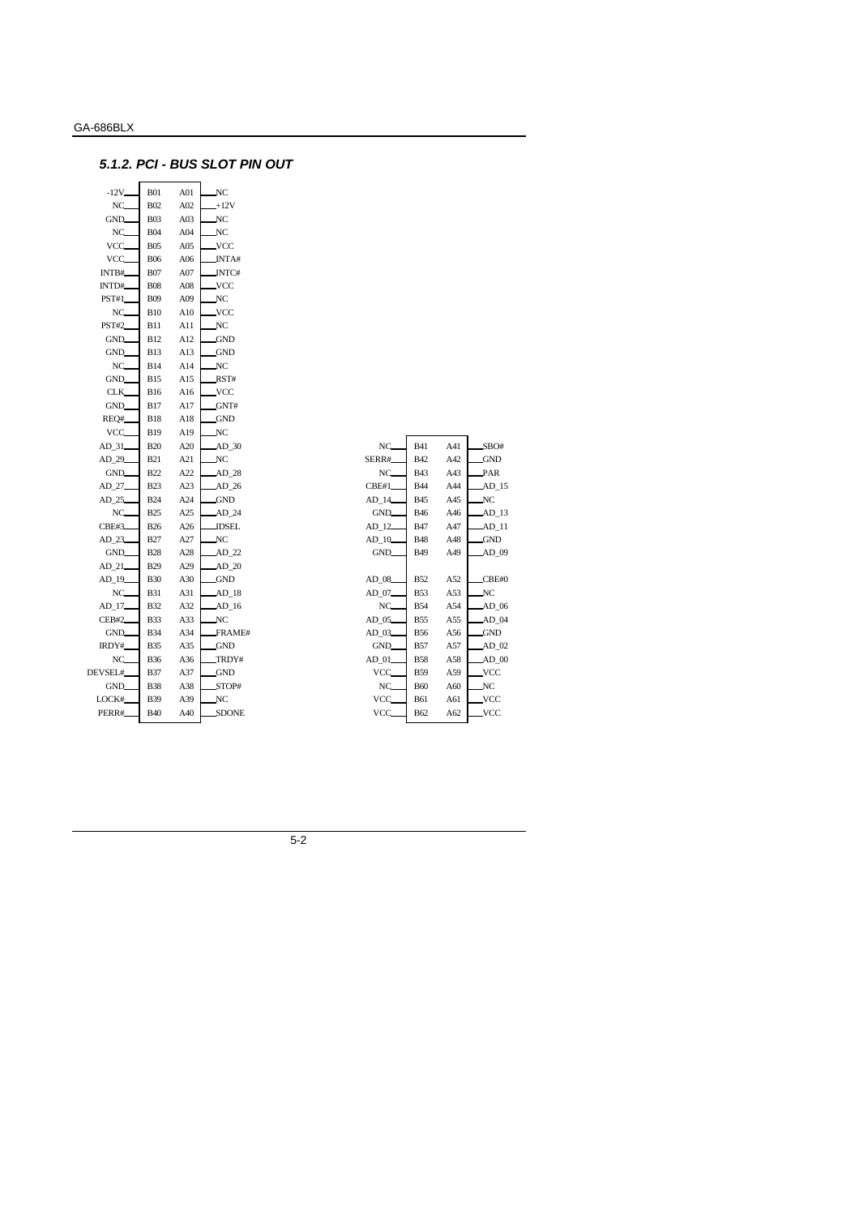### 5.1.2. PCI - BUS SLOT PIN OUT

| Signal | Pin | Pin | Signal |
|---|---|---|---|
| -12V | B01 | A01 | NC |
| NC | B02 | A02 | +12V |
| GND | B03 | A03 | NC |
| NC | B04 | A04 | NC |
| VCC | B05 | A05 | VCC |
| VCC | B06 | A06 | INTA# |
| INTB# | B07 | A07 | INTC# |
| INTD# | B08 | A08 | VCC |
| PST#1 | B09 | A09 | NC |
| NC | B10 | A10 | VCC |
| PST#2 | B11 | A11 | NC |
| GND | B12 | A12 | GND |
| GND | B13 | A13 | GND |
| NC | B14 | A14 | NC |
| GND | B15 | A15 | RST# |
| CLK | B16 | A16 | VCC |
| GND | B17 | A17 | GNT# |
| REQ# | B18 | A18 | GND |
| VCC | B19 | A19 | NC |
| AD_31 | B20 | A20 | AD_30 |
| AD_29 | B21 | A21 | NC |
| GND | B22 | A22 | AD_28 |
| AD_27 | B23 | A23 | AD_26 |
| AD_25 | B24 | A24 | GND |
| NC | B25 | A25 | AD_24 |
| CBE#3 | B26 | A26 | IDSEL |
| AD_23 | B27 | A27 | NC |
| GND | B28 | A28 | AD_22 |
| AD_21 | B29 | A29 | AD_20 |
| AD_19 | B30 | A30 | GND |
| NC | B31 | A31 | AD_18 |
| AD_17 | B32 | A32 | AD_16 |
| CEB#2 | B33 | A33 | NC |
| GND | B34 | A34 | FRAME# |
| IRDY# | B35 | A35 | GND |
| NC | B36 | A36 | TRDY# |
| DEVSEL# | B37 | A37 | GND |
| GND | B38 | A38 | STOP# |
| LOCK# | B39 | A39 | NC |
| PERR# | B40 | A40 | SDONE |

| Signal | Pin | Pin | Signal |
|---|---|---|---|
| NC | B41 | A41 | SBO# |
| SERR# | B42 | A42 | GND |
| NC | B43 | A43 | PAR |
| CBE#1 | B44 | A44 | AD_15 |
| AD_14 | B45 | A45 | NC |
| GND | B46 | A46 | AD_13 |
| AD_12 | B47 | A47 | AD_11 |
| AD_10 | B48 | A48 | GND |
| GND | B49 | A49 | AD_09 |
| AD_08 | B52 | A52 | CBE#0 |
| AD_07 | B53 | A53 | NC |
| NC | B54 | A54 | AD_06 |
| AD_05 | B55 | A55 | AD_04 |
| AD_03 | B56 | A56 | GND |
| GND | B57 | A57 | AD_02 |
| AD_01 | B58 | A58 | AD_00 |
| VCC | B59 | A59 | VCC |
| NC | B60 | A60 | NC |
| VCC | B61 | A61 | VCC |
| VCC | B62 | A62 | VCC |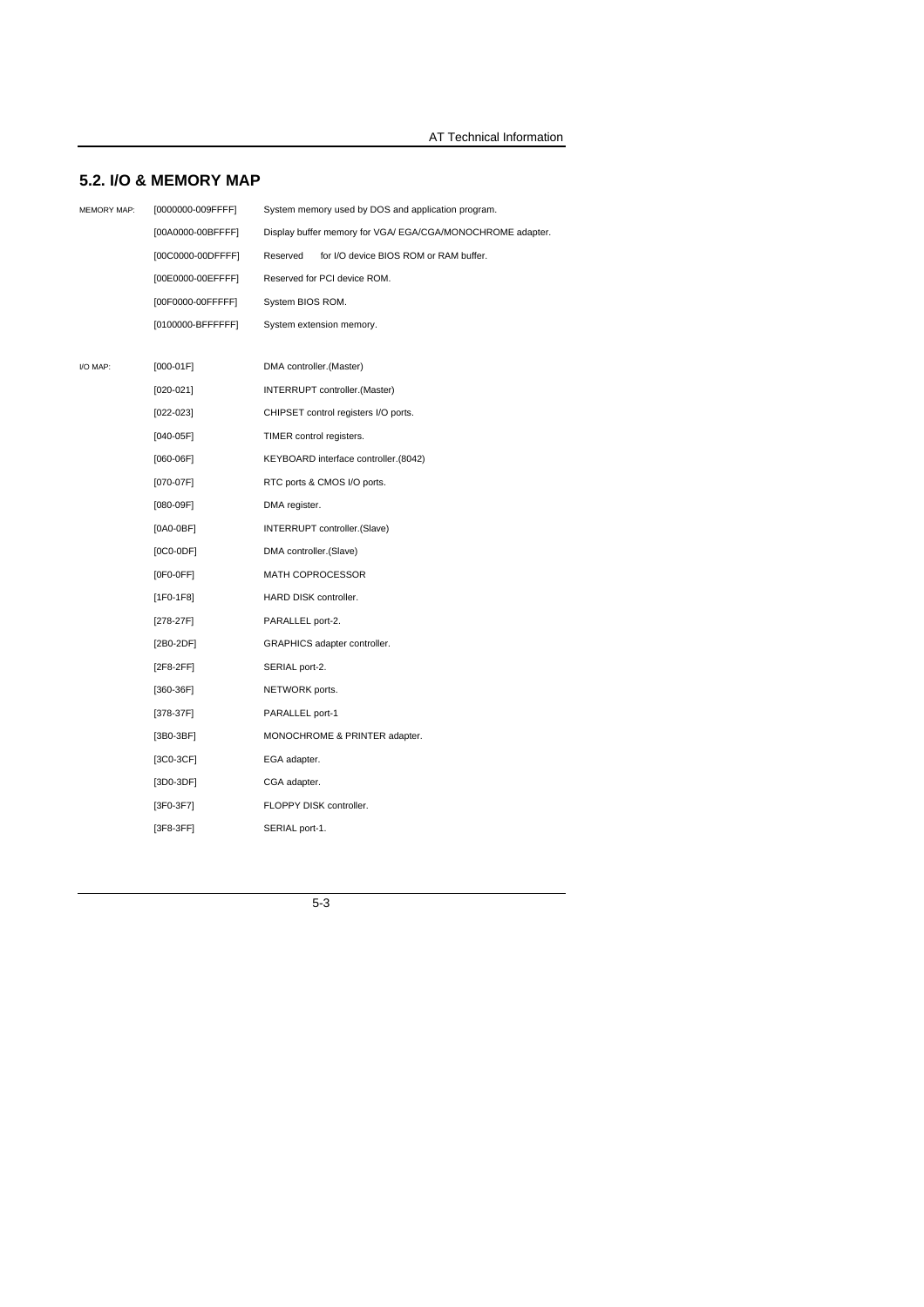## 5.2. I/O & MEMORY MAP

| | | |
|---|---|---|
| MEMORY MAP: | [0000000-009FFFF] | System memory used by DOS and application program. |
| | [00A0000-00BFFFF] | Display buffer memory for VGA/ EGA/CGA/MONOCHROME adapter. |
| | [00C0000-00DFFFF] | Reserved for I/O device BIOS ROM or RAM buffer. |
| | [00E0000-00EFFFF] | Reserved for PCI device ROM. |
| | [00F0000-00FFFFF] | System BIOS ROM. |
| | [0100000-BFFFFFF] | System extension memory. |

| | | |
|---|---|---|
| I/O MAP: | [000-01F] | DMA controller.(Master) |
| | [020-021] | INTERRUPT controller.(Master) |
| | [022-023] | CHIPSET control registers I/O ports. |
| | [040-05F] | TIMER control registers. |
| | [060-06F] | KEYBOARD interface controller.(8042) |
| | [070-07F] | RTC ports & CMOS I/O ports. |
| | [080-09F] | DMA register. |
| | [0A0-0BF] | INTERRUPT controller.(Slave) |
| | [0C0-0DF] | DMA controller.(Slave) |
| | [0F0-0FF] | MATH COPROCESSOR |
| | [1F0-1F8] | HARD DISK controller. |
| | [278-27F] | PARALLEL port-2. |
| | [2B0-2DF] | GRAPHICS adapter controller. |
| | [2F8-2FF] | SERIAL port-2. |
| | [360-36F] | NETWORK ports. |
| | [378-37F] | PARALLEL port-1 |
| | [3B0-3BF] | MONOCHROME & PRINTER adapter. |
| | [3C0-3CF] | EGA adapter. |
| | [3D0-3DF] | CGA adapter. |
| | [3F0-3F7] | FLOPPY DISK controller. |
| | [3F8-3FF] | SERIAL port-1. |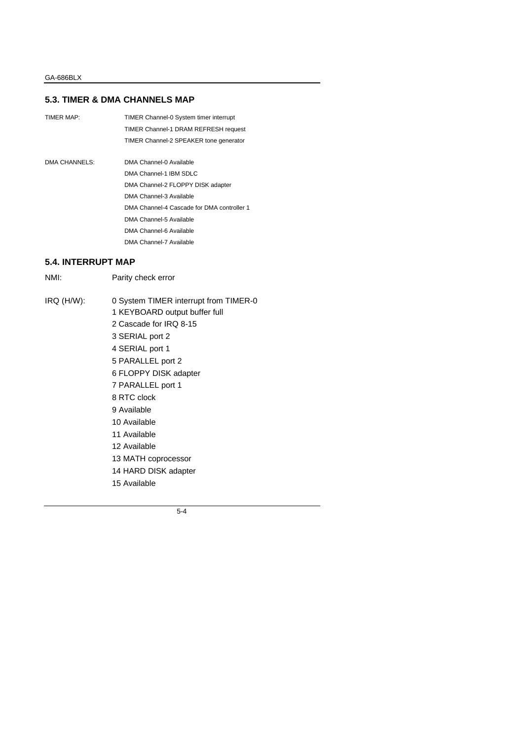## 5.3. TIMER & DMA CHANNELS MAP

TIMER MAP:

- TIMER Channel-0 System timer interrupt
- TIMER Channel-1 DRAM REFRESH request
- TIMER Channel-2 SPEAKER tone generator

DMA CHANNELS:

- DMA Channel-0 Available
- DMA Channel-1 IBM SDLC
- DMA Channel-2 FLOPPY DISK adapter
- DMA Channel-3 Available
- DMA Channel-4 Cascade for DMA controller 1
- DMA Channel-5 Available
- DMA Channel-6 Available
- DMA Channel-7 Available

## 5.4. INTERRUPT MAP

NMI: Parity check error

IRQ (H/W):

- 0 System TIMER interrupt from TIMER-0
- 1 KEYBOARD output buffer full
- 2 Cascade for IRQ 8-15
- 3 SERIAL port 2
- 4 SERIAL port 1
- 5 PARALLEL port 2
- 6 FLOPPY DISK adapter
- 7 PARALLEL port 1
- 8 RTC clock
- 9 Available
- 10 Available
- 11 Available
- 12 Available
- 13 MATH coprocessor
- 14 HARD DISK adapter
- 15 Available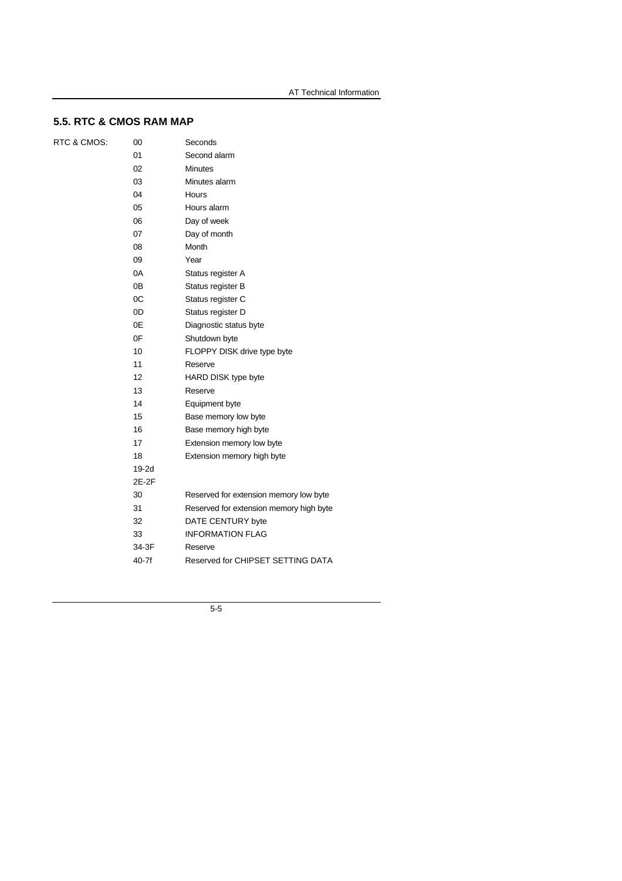## 5.5. RTC & CMOS RAM MAP

| RTC & CMOS: | | |
|---|---|---|
| | 00 | Seconds |
| | 01 | Second alarm |
| | 02 | Minutes |
| | 03 | Minutes alarm |
| | 04 | Hours |
| | 05 | Hours alarm |
| | 06 | Day of week |
| | 07 | Day of month |
| | 08 | Month |
| | 09 | Year |
| | 0A | Status register A |
| | 0B | Status register B |
| | 0C | Status register C |
| | 0D | Status register D |
| | 0E | Diagnostic status byte |
| | 0F | Shutdown byte |
| | 10 | FLOPPY DISK drive type byte |
| | 11 | Reserve |
| | 12 | HARD DISK type byte |
| | 13 | Reserve |
| | 14 | Equipment byte |
| | 15 | Base memory low byte |
| | 16 | Base memory high byte |
| | 17 | Extension memory low byte |
| | 18 | Extension memory high byte |
| | 19-2d | |
| | 2E-2F | |
| | 30 | Reserved for extension memory low byte |
| | 31 | Reserved for extension memory high byte |
| | 32 | DATE CENTURY byte |
| | 33 | INFORMATION FLAG |
| | 34-3F | Reserve |
| | 40-7f | Reserved for CHIPSET SETTING DATA |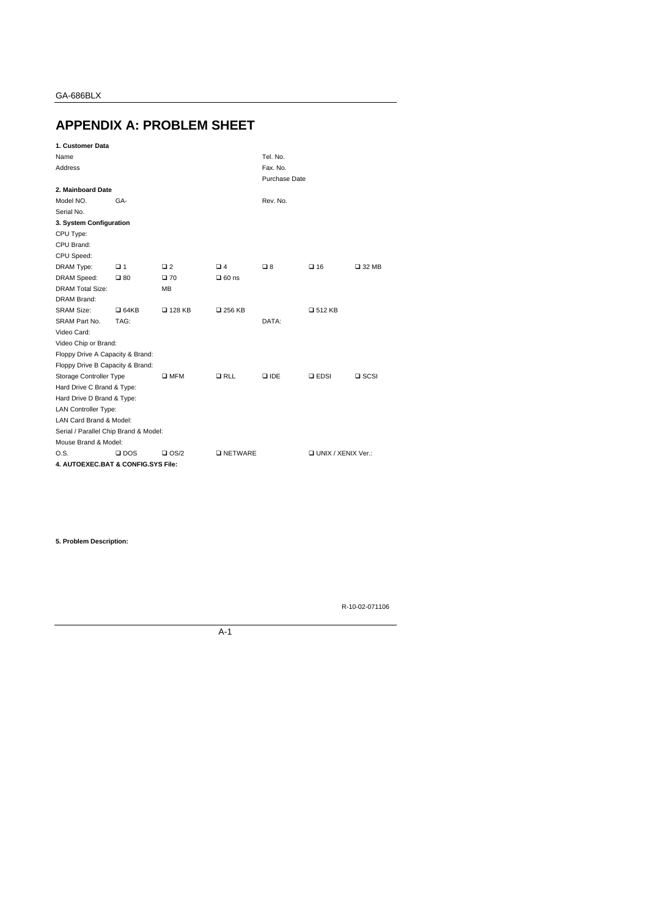// APPENDIX A: PROBLEM SHEET

**1. Customer Data**

| | | | | | | |
|---|---|---|---|---|---|---|
| Name | | | | Tel. No. | | |
| Address | | | | Fax. No. | | |
| | | | | Purchase Date | | |

**2. Mainboard Date**

| | | | | | | |
|---|---|---|---|---|---|---|
| Model NO. | GA- | | | Rev. No. | | |
| Serial No. | | | | | | |

**3. System Configuration**

| | | | | | | |
|---|---|---|---|---|---|---|
| CPU Type: | | | | | | |
| CPU Brand: | | | | | | |
| CPU Speed: | | | | | | |
| DRAM Type: | ❑ 1 | ❑ 2 | ❑ 4 | ❑ 8 | ❑ 16 | ❑ 32 MB |
| DRAM Speed: | ❑ 80 | ❑ 70 | ❑ 60 ns | | | |
| DRAM Total Size: | | MB | | | | |
| DRAM Brand: | | | | | | |
| SRAM Size: | ❑ 64KB | ❑ 128 KB | ❑ 256 KB | | ❑ 512 KB | |
| SRAM Part No. | TAG: | | | DATA: | | |
| Video Card: | | | | | | |
| Video Chip or Brand: | | | | | | |
| Floppy Drive A Capacity & Brand: | | | | | | |
| Floppy Drive B Capacity & Brand: | | | | | | |
| Storage Controller Type | | ❑ MFM | ❑ RLL | ❑ IDE | ❑ EDSI | ❑ SCSI |
| Hard Drive C Brand & Type: | | | | | | |
| Hard Drive D Brand & Type: | | | | | | |
| LAN Controller Type: | | | | | | |
| LAN Card Brand & Model: | | | | | | |
| Serial / Parallel Chip Brand & Model: | | | | | | |
| Mouse Brand & Model: | | | | | | |
| O.S. | ❑ DOS | ❑ OS/2 | ❑ NETWARE | | ❑ UNIX / XENIX Ver.: | |

**4. AUTOEXEC.BAT & CONFIG.SYS File:**

**5. Problem Description:**

R-10-02-071106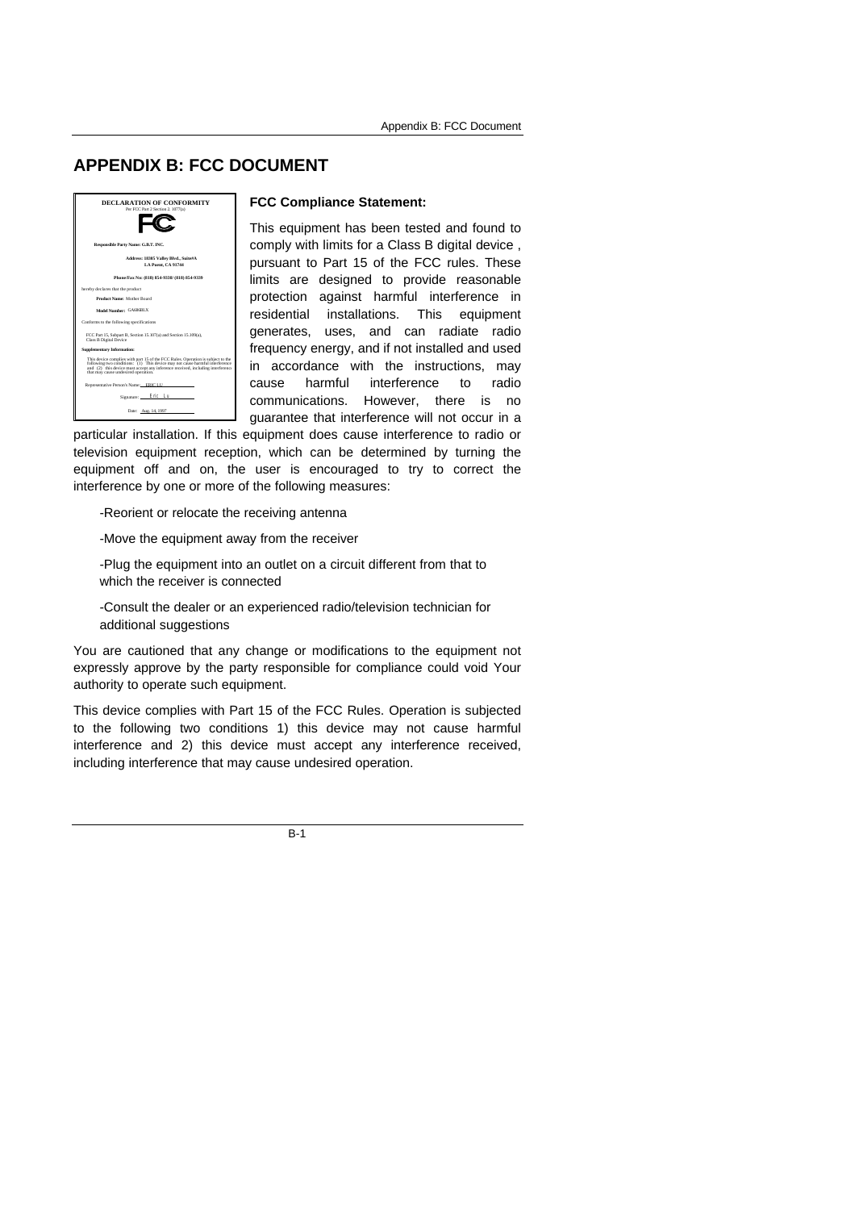# APPENDIX B: FCC DOCUMENT

**DECLARATION OF CONFORMITY**
Per FCC Part 2 Section 2. 1077(a)

**Responsible Party Name: G.B.T. INC.**

**Address: 18305 Valley Blvd., Suite#A**
**LA Puent, CA 91744**

**Phone/Fax No: (818) 854-9338/ (818) 854-9339**

hereby declares that the product

**Product Name:** Mother Board

**Model Number:** GA686BLX

Conforms to the following specifications

FCC Part 15, Subpart B, Section 15.107(a) and Section 15.109(a), Class B Digital Device

**Supplementary Information:**

This device complies with part 15 of the FCC Rules. Operation is subject to the following two conditions: (1) This device may not cause harmful interference and (2) this device must accept any inference received, including interference that may cause undesired operation.

Representative Person's Name: ERIC LU

Signature: Eric Lu

Date: Aug. 14, 1997

### FCC Compliance Statement:

This equipment has been tested and found to comply with limits for a Class B digital device , pursuant to Part 15 of the FCC rules. These limits are designed to provide reasonable protection against harmful interference in residential installations. This equipment generates, uses, and can radiate radio frequency energy, and if not installed and used in accordance with the instructions, may cause harmful interference to radio communications. However, there is no guarantee that interference will not occur in a particular installation. If this equipment does cause interference to radio or television equipment reception, which can be determined by turning the equipment off and on, the user is encouraged to try to correct the interference by one or more of the following measures:

-Reorient or relocate the receiving antenna

-Move the equipment away from the receiver

-Plug the equipment into an outlet on a circuit different from that to which the receiver is connected

-Consult the dealer or an experienced radio/television technician for additional suggestions

You are cautioned that any change or modifications to the equipment not expressly approve by the party responsible for compliance could void Your authority to operate such equipment.

This device complies with Part 15 of the FCC Rules. Operation is subjected to the following two conditions 1) this device may not cause harmful interference and 2) this device must accept any interference received, including interference that may cause undesired operation.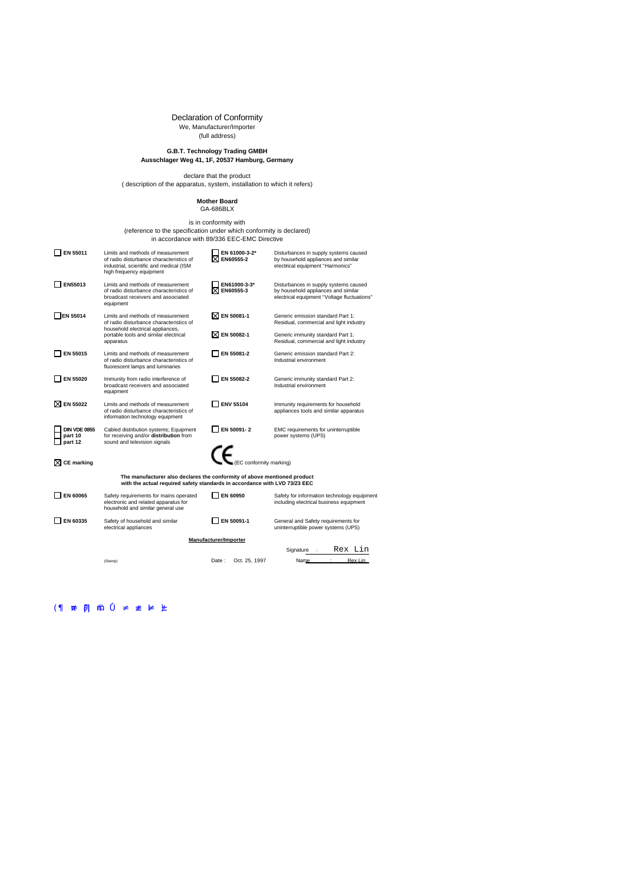# Declaration of Conformity

We, Manufacturer/Importer
(full address)

**G.B.T. Technology Trading GMBH**
**Ausschlager Weg 41, 1F, 20537 Hamburg, Germany**

declare that the product
( description of the apparatus, system, installation to which it refers)

**Mother Board**
GA-686BLX

is in conformity with
(reference to the specification under which conformity is declared)
in accordance with 89/336 EEC-EMC Directive

| | | | |
|---|---|---|---|
| ☐ **EN 55011** | Limits and methods of measurement of radio disturbance characteristics of industrial, scientific and medical (ISM high frequency equipment | ☐ **EN 61000-3-2*** ☒ **EN60555-2** | Disturbances in supply systems caused by household appliances and similar electrical equipment "Harmonics" |
| ☐ **EN55013** | Limits and methods of measurement of radio disturbance characteristics of broadcast receivers and associated equipment | ☐ **EN61000-3-3*** ☒ **EN60555-3** | Disturbances in supply systems caused by household appliances and similar electrical equipment "Voltage fluctuations" |
| ☐ **EN 55014** | Limits and methods of measurement of radio disturbance characteristics of household electrical appliances, portable tools and similar electrical apparatus | ☒ **EN 50081-1** | Generic emission standard Part 1: Residual, commercial and light industry |
| | | ☒ **EN 50082-1** | Generic immunity standard Part 1: Residual, commercial and light industry |
| ☐ **EN 55015** | Limits and methods of measurement of radio disturbance characteristics of fluorescent lamps and luminaries | ☐ **EN 55081-2** | Generic emission standard Part 2: Industrial environment |
| ☐ **EN 55020** | Immunity from radio interference of broadcast receivers and associated equipment | ☐ **EN 55082-2** | Generic immunity standard Part 2: Industrial environment |
| ☒ **EN 55022** | Limits and methods of measurement of radio disturbance characteristics of information technology equipment | ☐ **ENV 55104** | Immunity requirements for household appliances tools and similar apparatus |
| ☐ **DIN VDE 0855** ☐ **part 10** ☐ **part 12** | Cabled distribution systems; Equipment for receiving and/or **distribution** from sound and television signals | ☐ **EN 50091- 2** | EMC requirements for uninterruptible power systems (UPS) |
| ☒ **CE marking** | | CE (EC conformity marking) | |

**The manufacturer also declares the conformity of above mentioned product with the actual required safety standards in accordance with LVD 73/23 EEC**

| | | | |
|---|---|---|---|
| ☐ **EN 60065** | Safety requirements for mains operated electronic and related apparatus for household and similar general use | ☐ **EN 60950** | Safety for information technology equipment including electrical business equipment |
| ☐ **EN 60335** | Safety of household and similar electrical appliances | ☐ **EN 50091-1** | General and Safety requirements for uninterruptible power systems (UPS) |

**Manufacturer/Importer**

Signature : Rex Lin

(Stamp) Date : Oct. 25, 1997 Name : Rex Lin